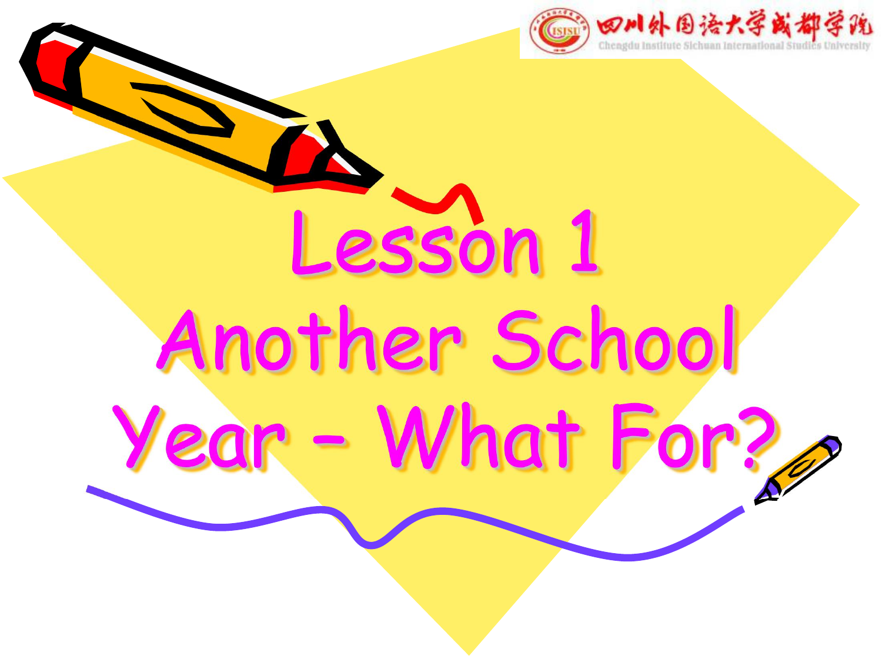# Lesson 1

# Another School Year - What For?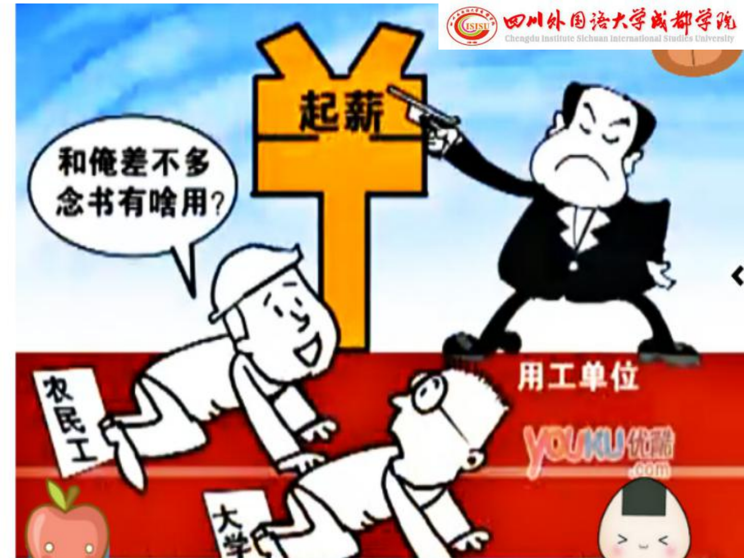起薪

和俺差不多
念书有啥用?

农民工

大学

用工单位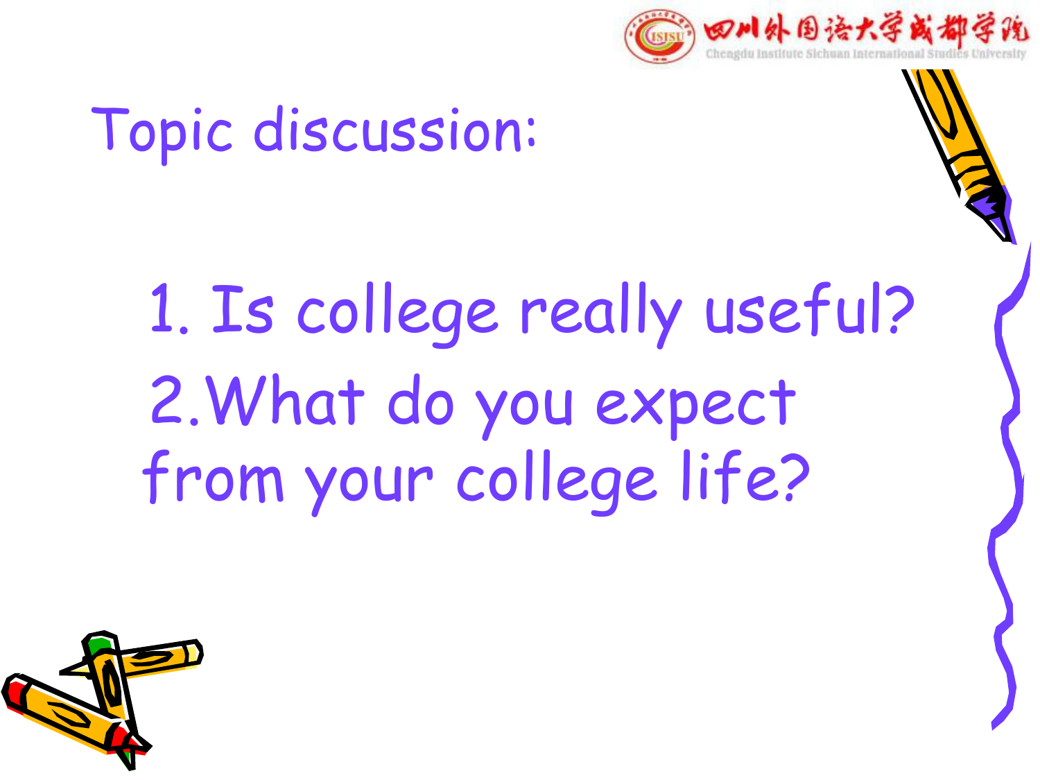# Topic discussion:

1. Is college really useful?
2. What do you expect from your college life?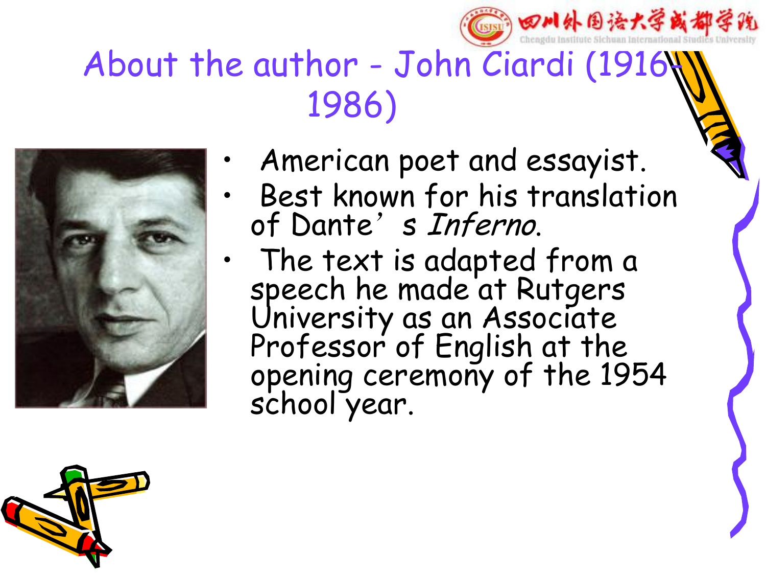# About the author - John Ciardi (1916-1986)

- American poet and essayist.
- Best known for his translation of Dante's *Inferno*.
- The text is adapted from a speech he made at Rutgers University as an Associate Professor of English at the opening ceremony of the 1954 school year.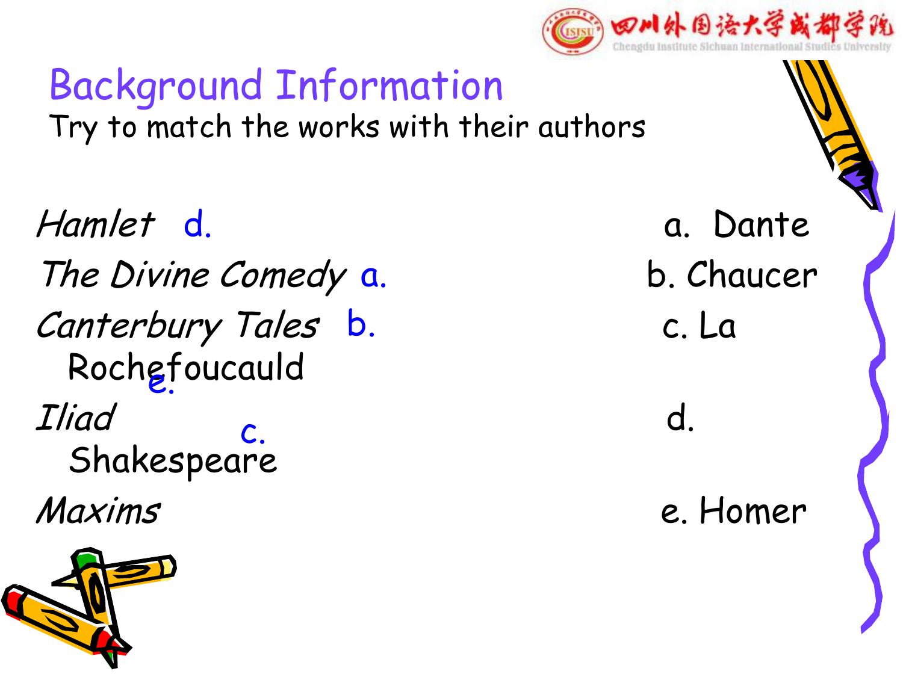# Background Information

Try to match the works with their authors

*Hamlet* d.

*The Divine Comedy* a.

*Canterbury Tales* b.

*Iliad* e.

*Maxims* c.

a. Dante

b. Chaucer

c. La Rochefoucauld

d. Shakespeare

e. Homer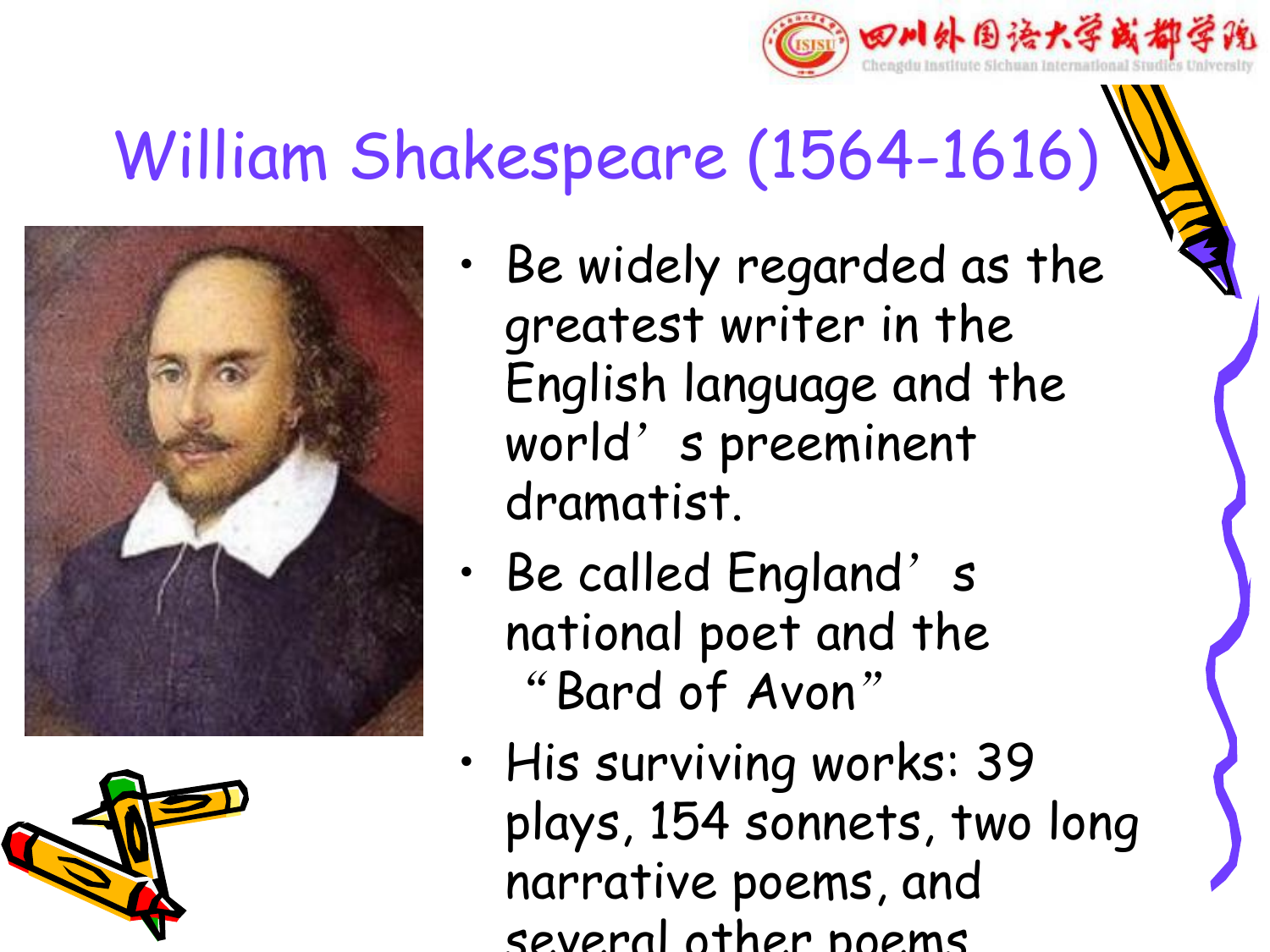# William Shakespeare (1564-1616)

- Be widely regarded as the greatest writer in the English language and the world’s preeminent dramatist.
- Be called England’s national poet and the “Bard of Avon”
- His surviving works: 39 plays, 154 sonnets, two long narrative poems, and several other poems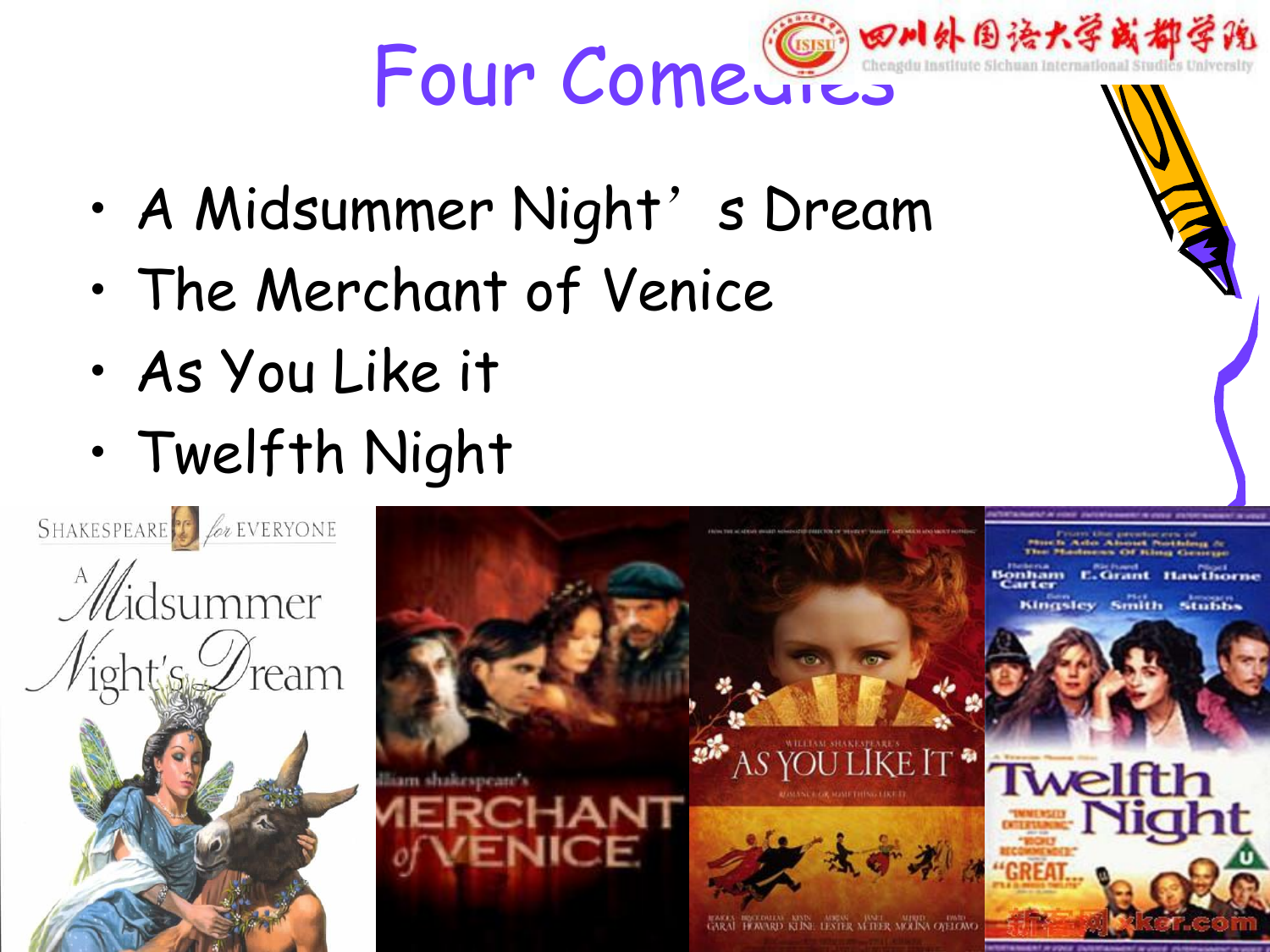# Four Comedies

- A Midsummer Night's Dream
- The Merchant of Venice
- As You Like it
- Twelfth Night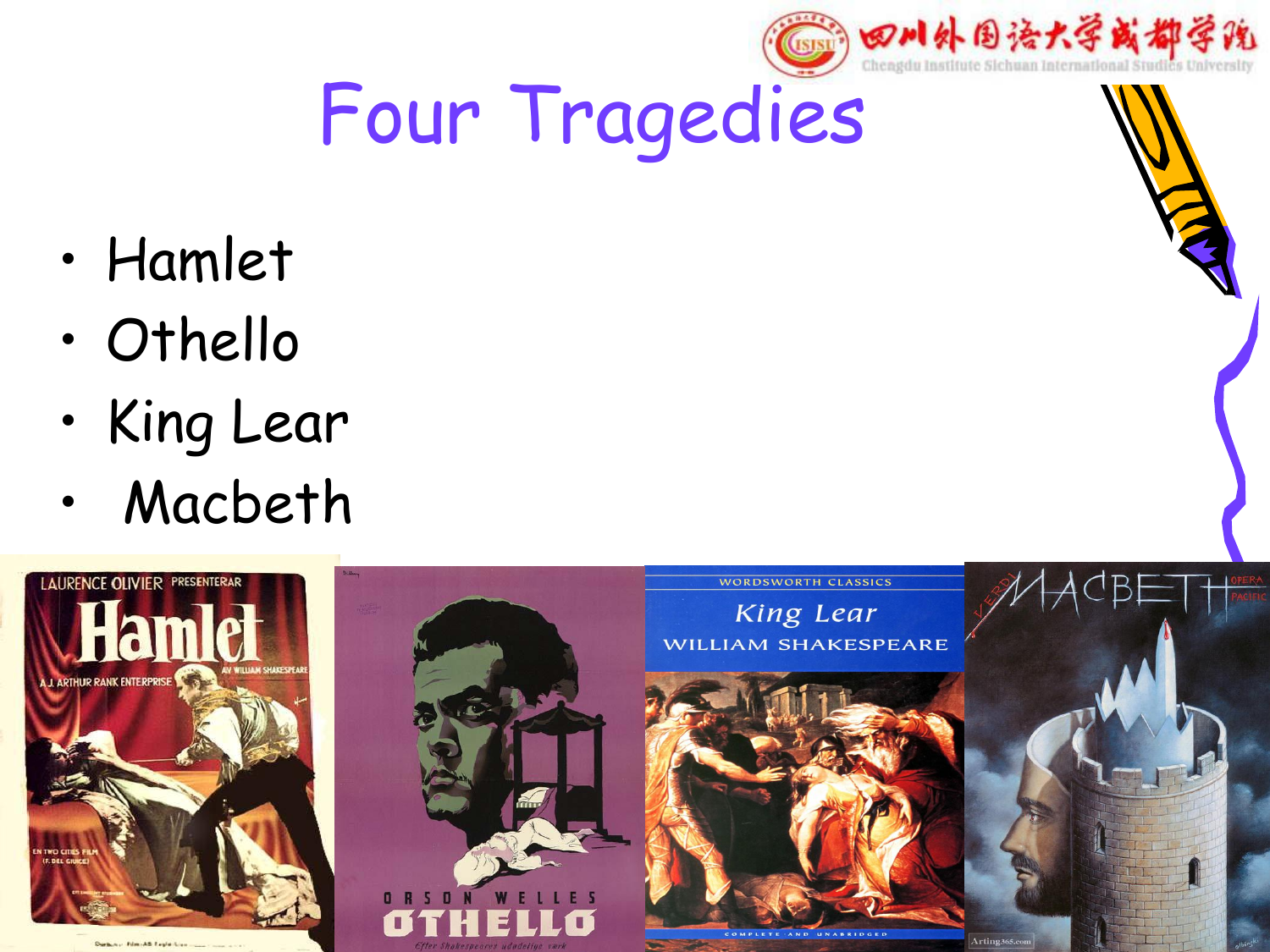# Four Tragedies

- Hamlet
- Othello
- King Lear
- Macbeth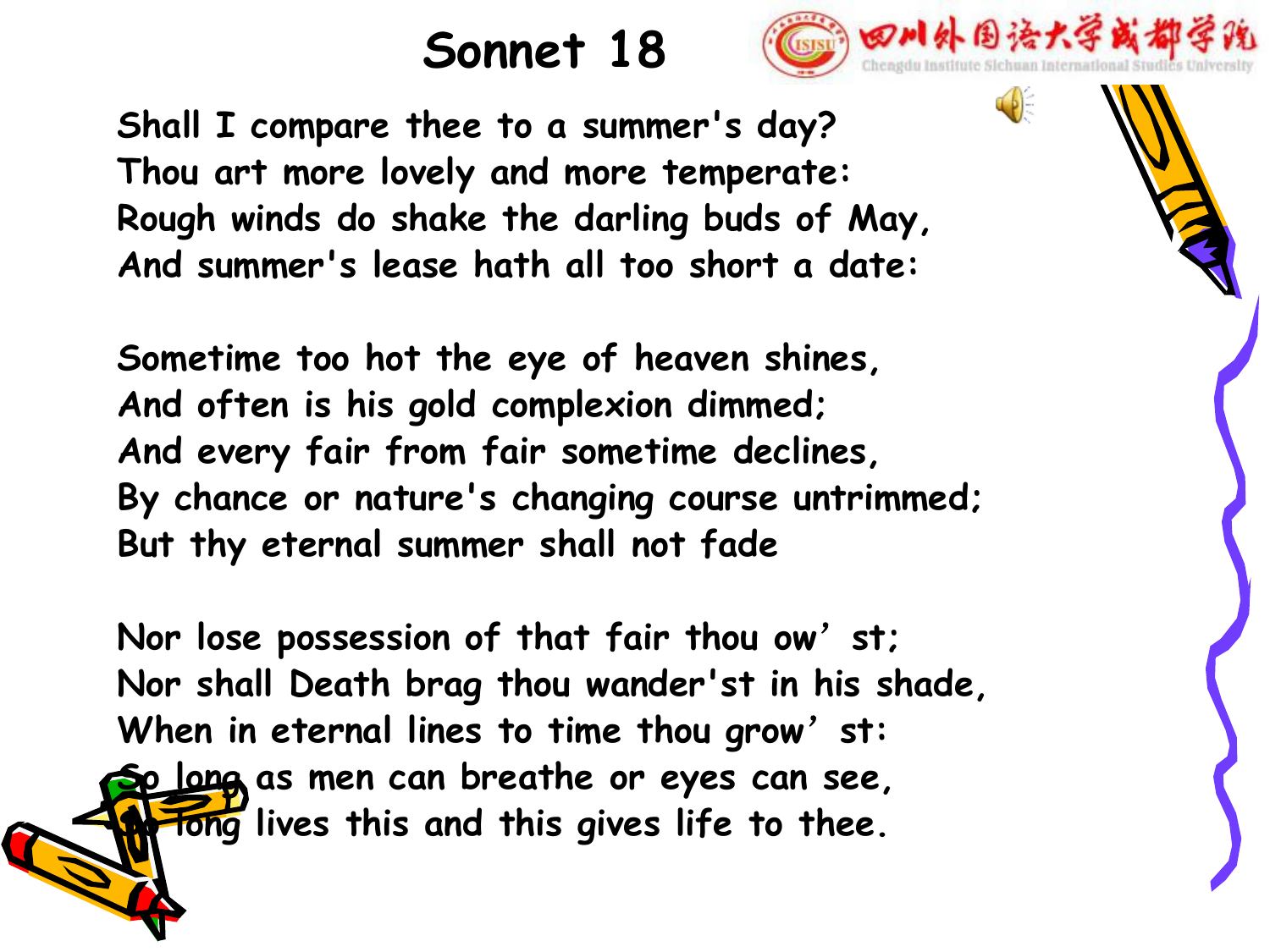# Sonnet 18

Shall I compare thee to a summer's day?
Thou art more lovely and more temperate:
Rough winds do shake the darling buds of May,
And summer's lease hath all too short a date:

Sometime too hot the eye of heaven shines,
And often is his gold complexion dimmed;
And every fair from fair sometime declines,
By chance or nature's changing course untrimmed;
But thy eternal summer shall not fade

Nor lose possession of that fair thou ow' st;
Nor shall Death brag thou wander'st in his shade,
When in eternal lines to time thou grow' st:
So long as men can breathe or eyes can see,
So long lives this and this gives life to thee.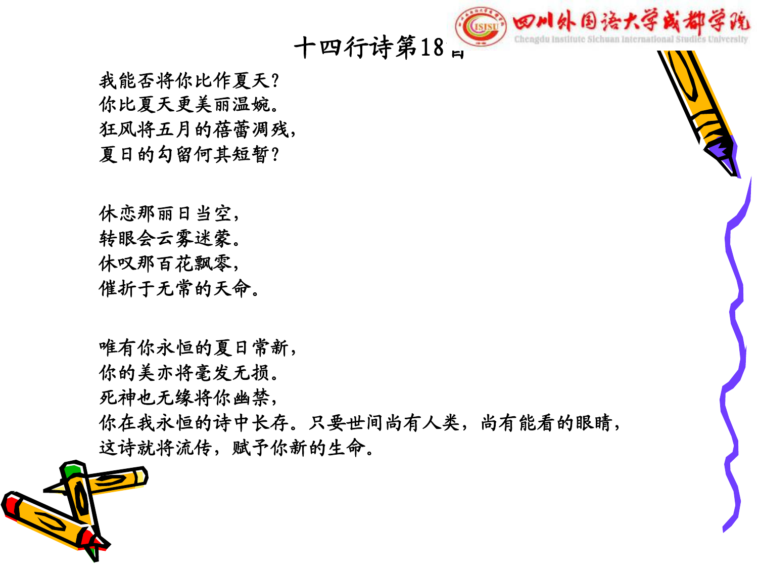# 十四行诗第18首

我能否将你比作夏天？
你比夏天更美丽温婉。
狂风将五月的蓓蕾凋残，
夏日的勾留何其短暂？

休恋那丽日当空，
转眼会云雾迷蒙。
休叹那百花飘零，
催折于无常的天命。

唯有你永恒的夏日常新，
你的美亦将毫发无损。
死神也无缘将你幽禁，
你在我永恒的诗中长存。只要世间尚有人类，尚有能看的眼睛，
这诗就将流传，赋予你新的生命。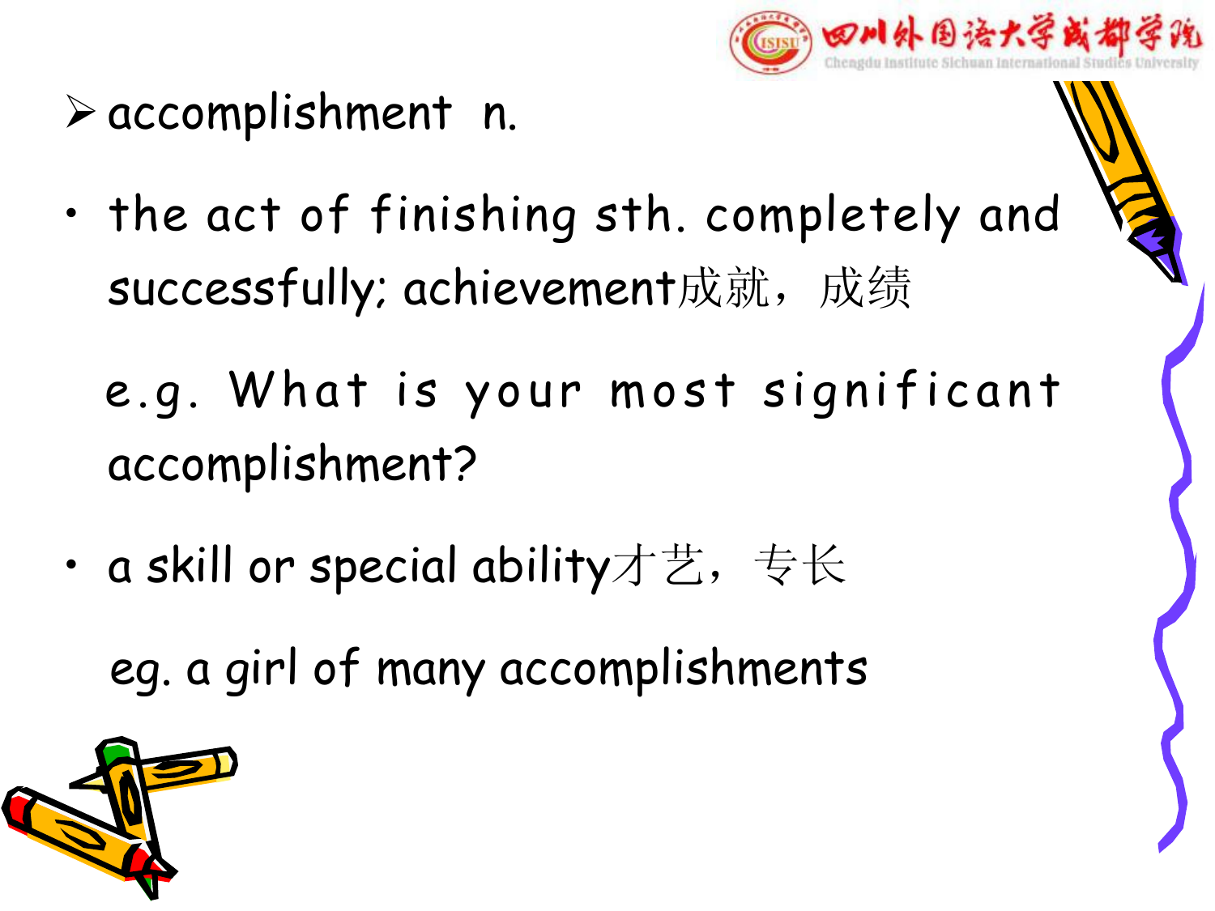- accomplishment n.

- the act of finishing sth. completely and successfully; achievement成就，成绩

  e.g. What is your most significant accomplishment?

- a skill or special ability才艺，专长

  eg. a girl of many accomplishments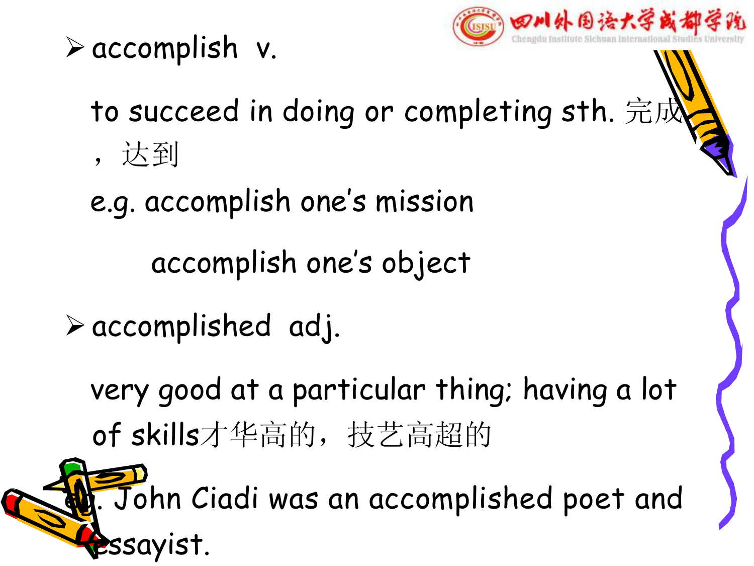- accomplish v.

  to succeed in doing or completing sth. 完成，达到

  e.g. accomplish one's mission

  accomplish one's object

- accomplished adj.

  very good at a particular thing; having a lot of skills才华高的，技艺高超的

  e.g. John Ciadi was an accomplished poet and essayist.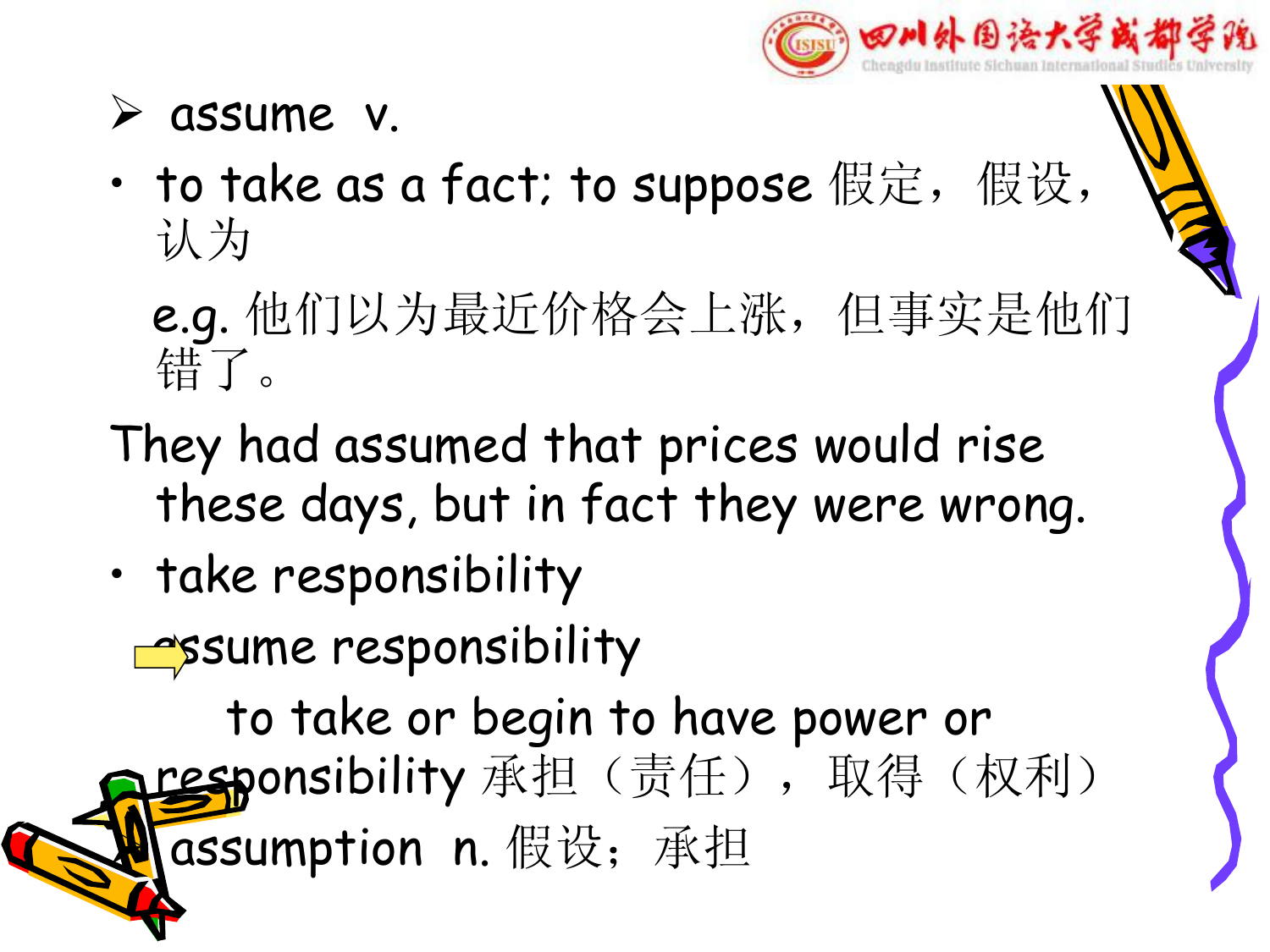- assume v.

- to take as a fact; to suppose 假定，假设，认为

  e.g. 他们以为最近价格会上涨，但事实是他们错了。

They had assumed that prices would rise these days, but in fact they were wrong.

- take responsibility

  assume responsibility

  to take or begin to have power or responsibility 承担（责任），取得（权利）

- assumption n. 假设；承担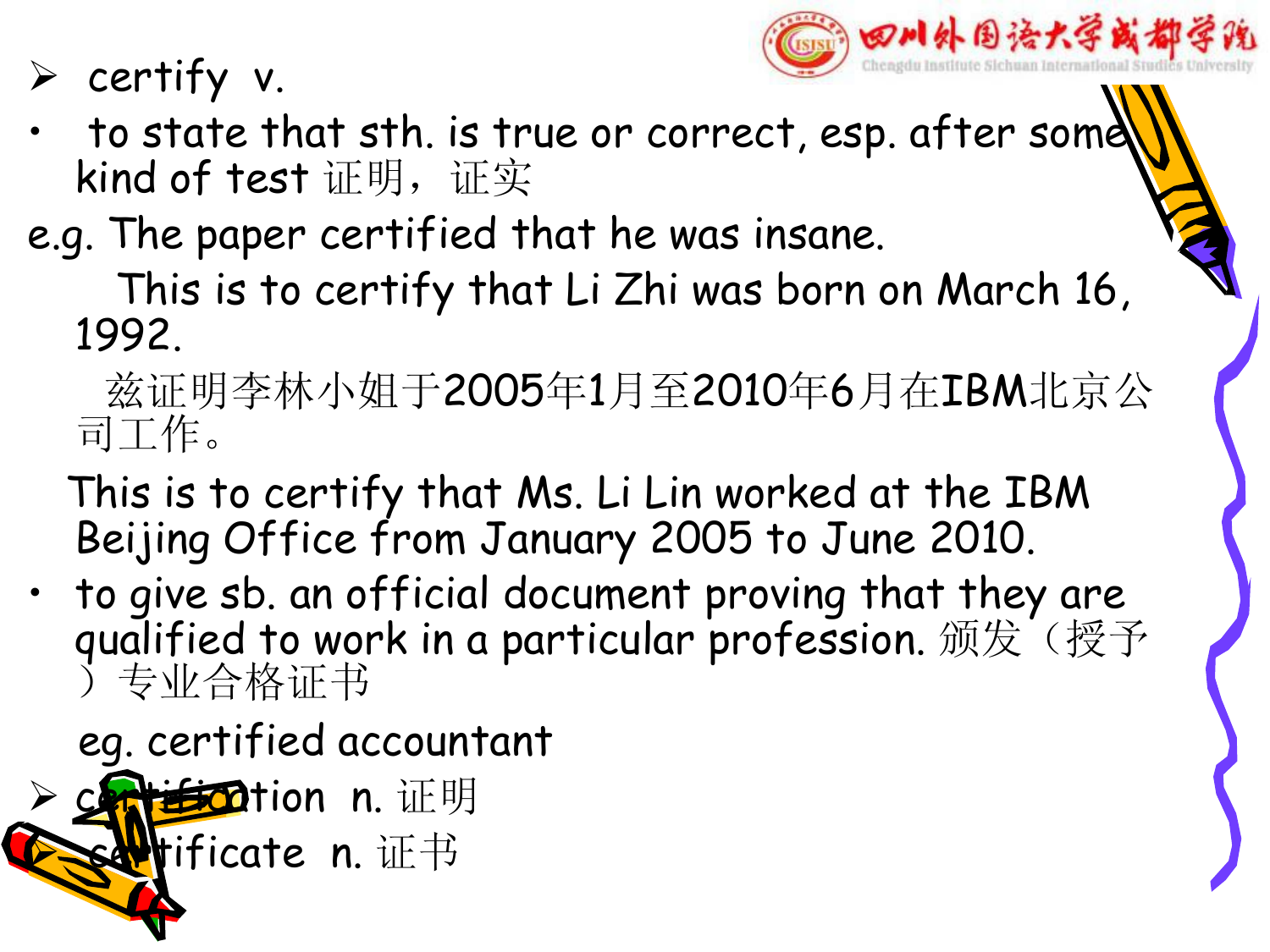- certify v.

- to state that sth. is true or correct, esp. after some kind of test 证明，证实

e.g. The paper certified that he was insane.

This is to certify that Li Zhi was born on March 16, 1992.

兹证明李林小姐于2005年1月至2010年6月在IBM北京公司工作。

This is to certify that Ms. Li Lin worked at the IBM Beijing Office from January 2005 to June 2010.

- to give sb. an official document proving that they are qualified to work in a particular profession. 颁发（授予）专业合格证书

eg. certified accountant

- certification n. 证明
- certificate n. 证书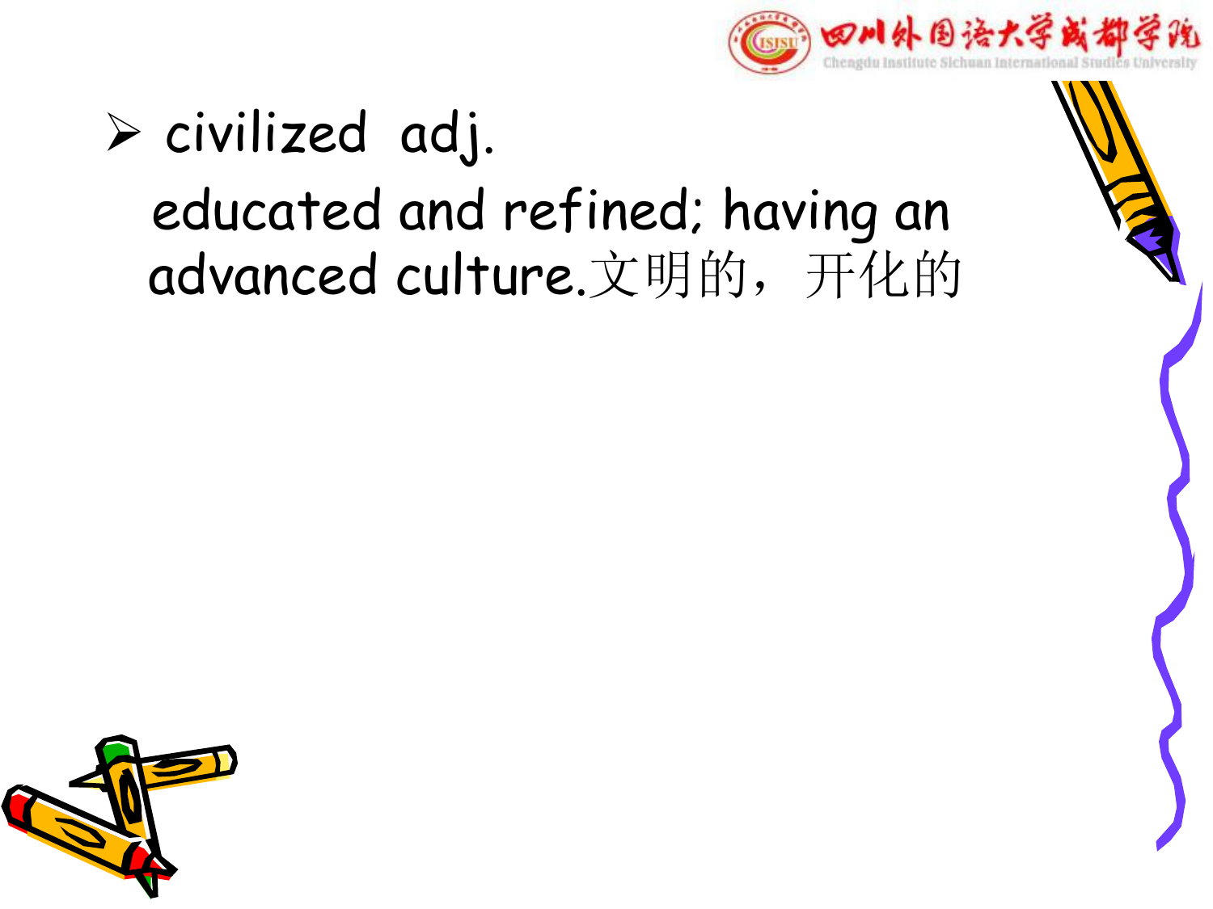- civilized adj.

  educated and refined; having an advanced culture.文明的，开化的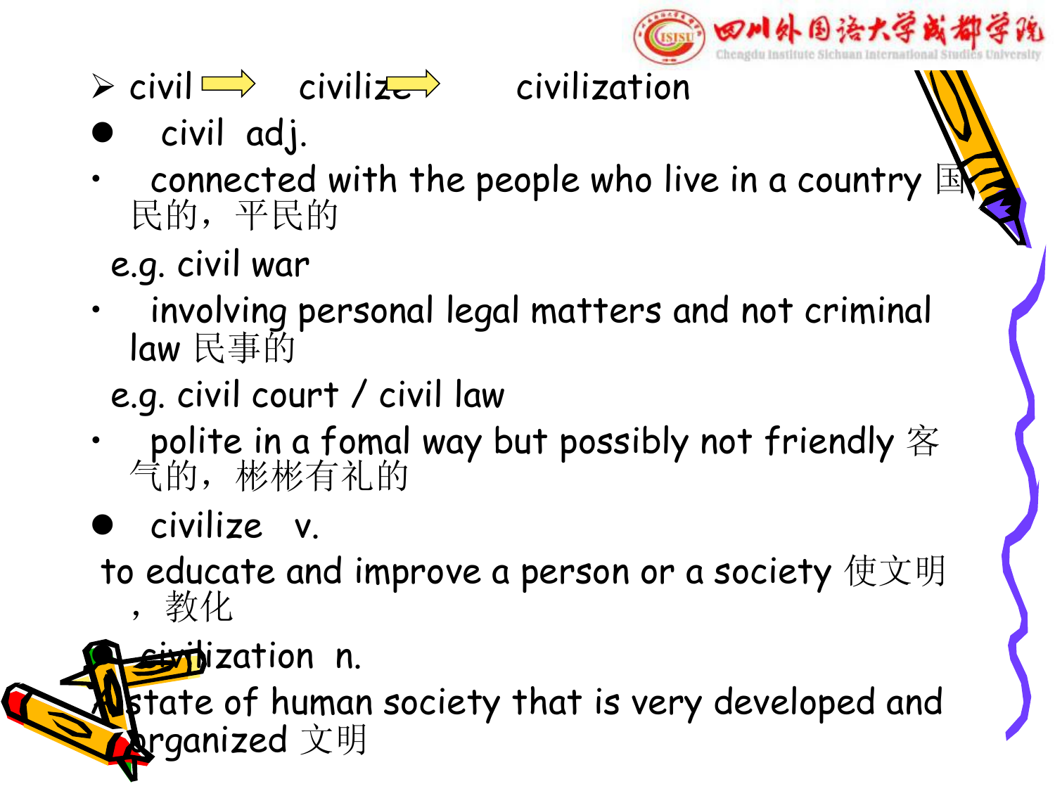- civil → civilize → civilization

- civil adj.
  - connected with the people who live in a country 国民的，平民的

    e.g. civil war
  - involving personal legal matters and not criminal law 民事的

    e.g. civil court / civil law
  - polite in a fomal way but possibly not friendly 客气的，彬彬有礼的

- civilize v.

  to educate and improve a person or a society 使文明，教化

- civilization n.

  A state of human society that is very developed and organized 文明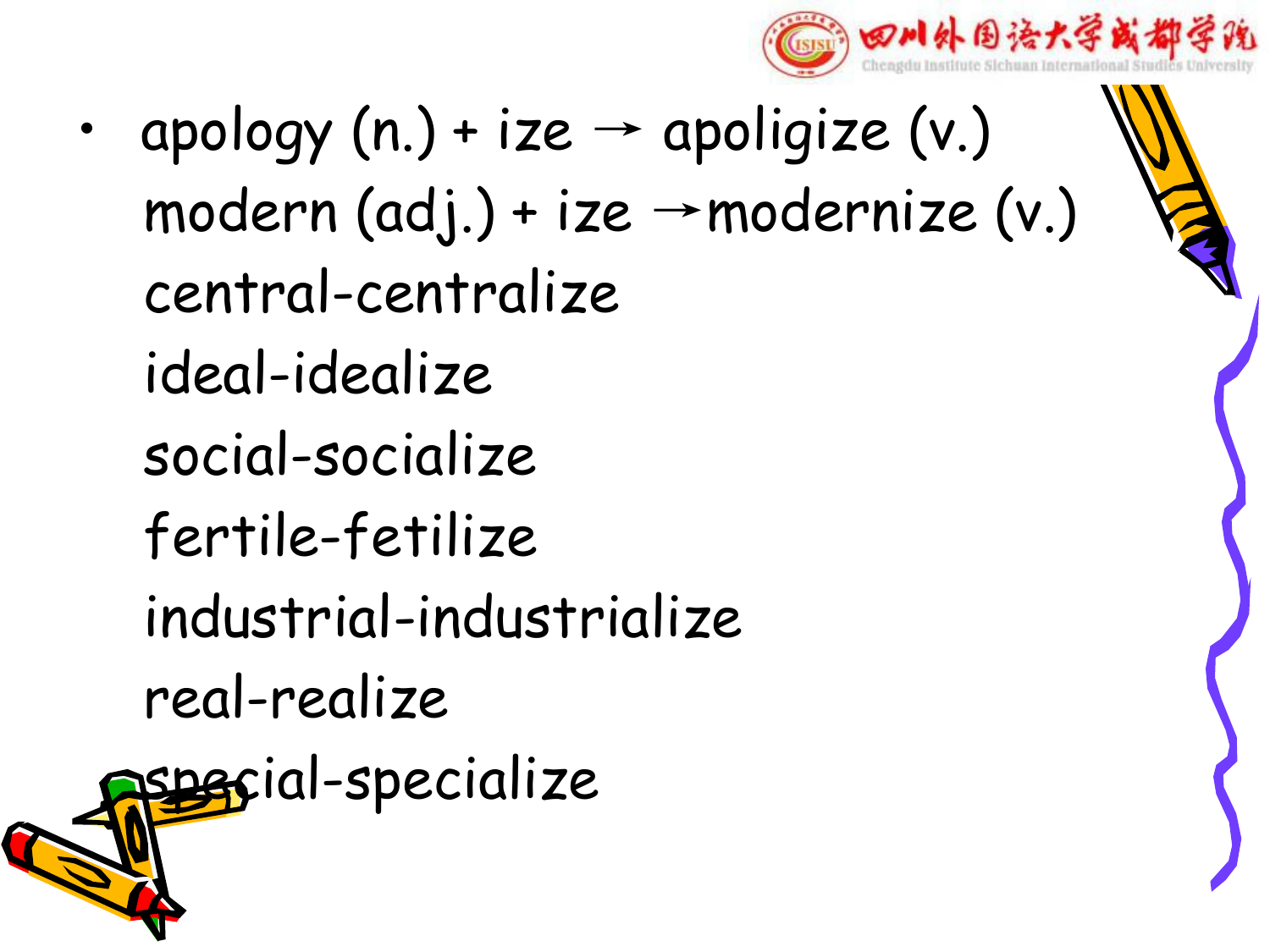- apology (n.) + ize → apoligize (v.)
  modern (adj.) + ize →modernize (v.)
  central-centralize
  ideal-idealize
  social-socialize
  fertile-fetilize
  industrial-industrialize
  real-realize
  special-specialize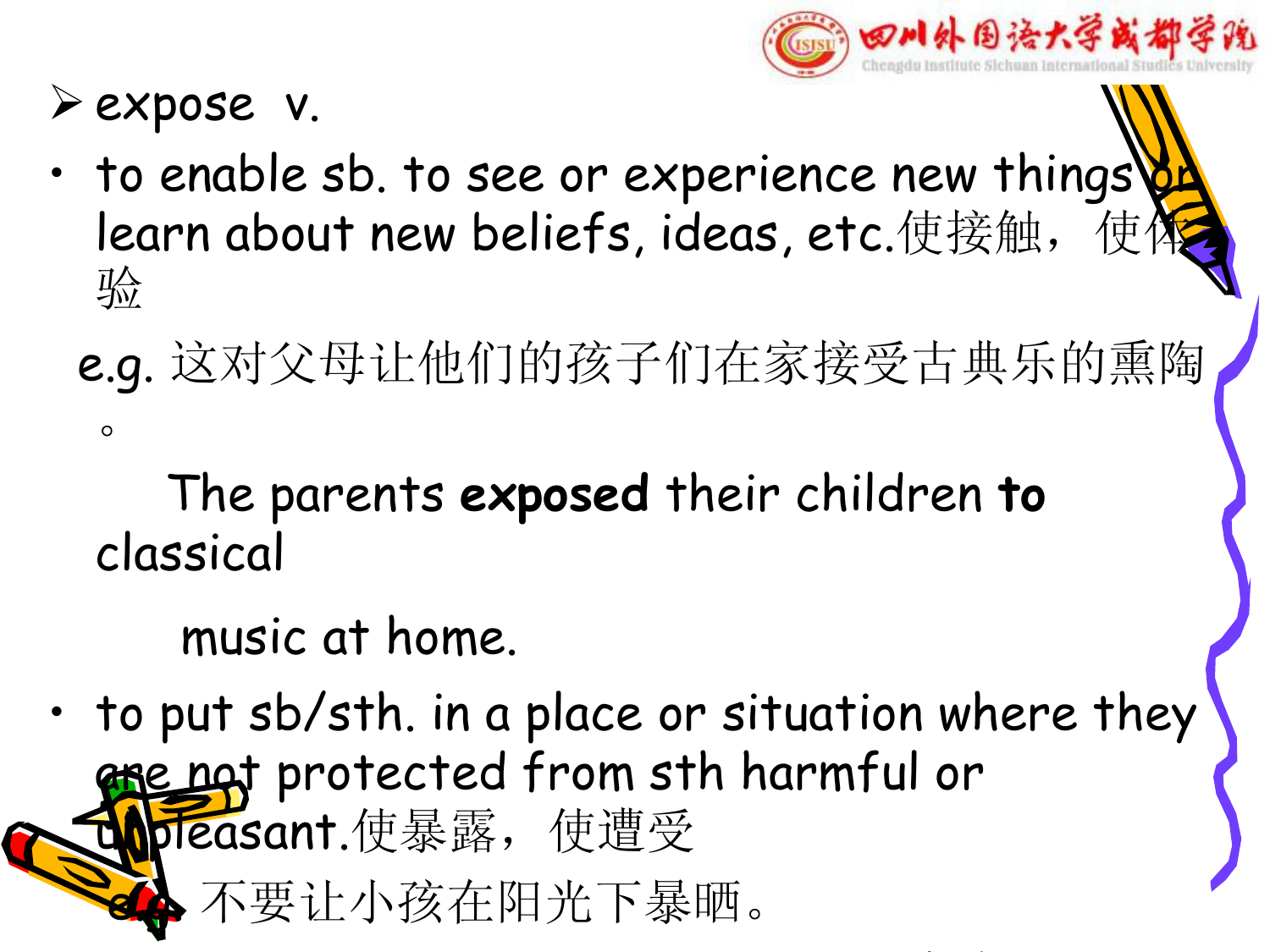- expose v.

- to enable sb. to see or experience new things or learn about new beliefs, ideas, etc.使接触，使体验

  e.g. 这对父母让他们的孩子们在家接受古典乐的熏陶。

  The parents **exposed** their children **to** classical music at home.

- to put sb/sth. in a place or situation where they are not protected from sth harmful or unpleasant.使暴露，使遭受

  e.g. 不要让小孩在阳光下暴晒。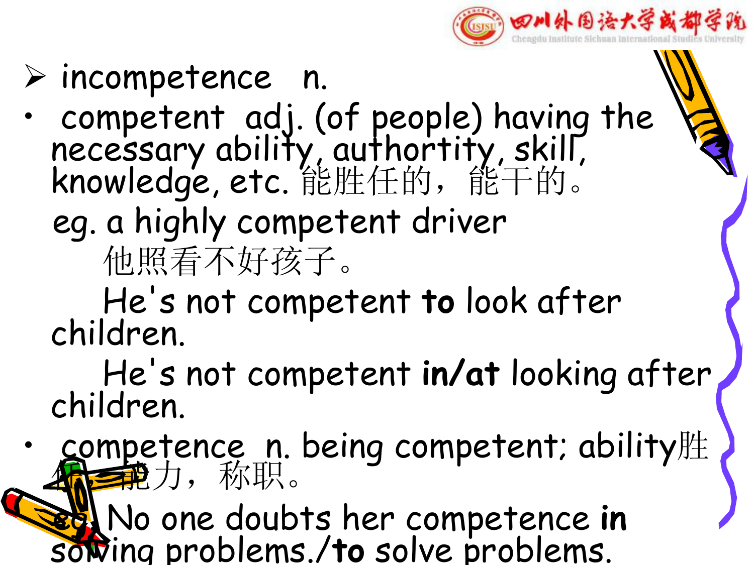- incompetence n.

- competent adj. (of people) having the necessary ability, authortity, skill, knowledge, etc. 能胜任的，能干的。

  eg. a highly competent driver

  他照看不好孩子。

  He's not competent **to** look after children.

  He's not competent **in/at** looking after children.

- competence n. being competent; ability胜任，能力，称职。

  eg. No one doubts her competence **in** solving problems./**to** solve problems.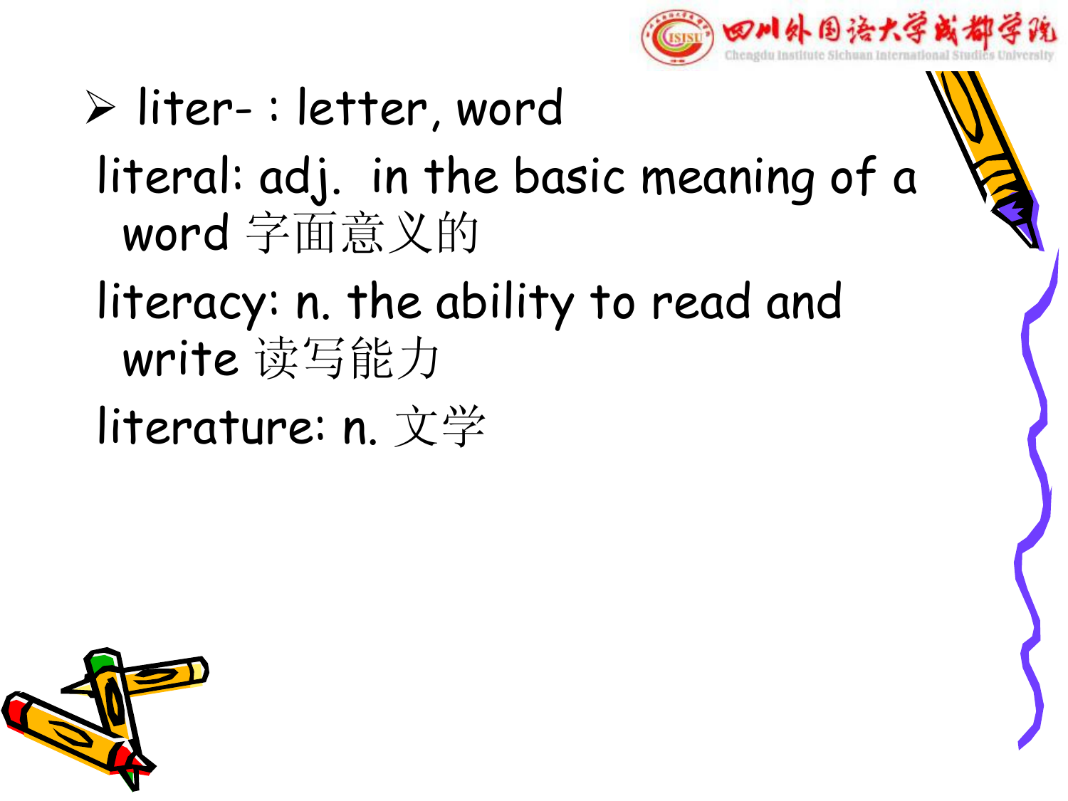- liter- : letter, word

literal: adj. in the basic meaning of a word 字面意义的

literacy: n. the ability to read and write 读写能力

literature: n. 文学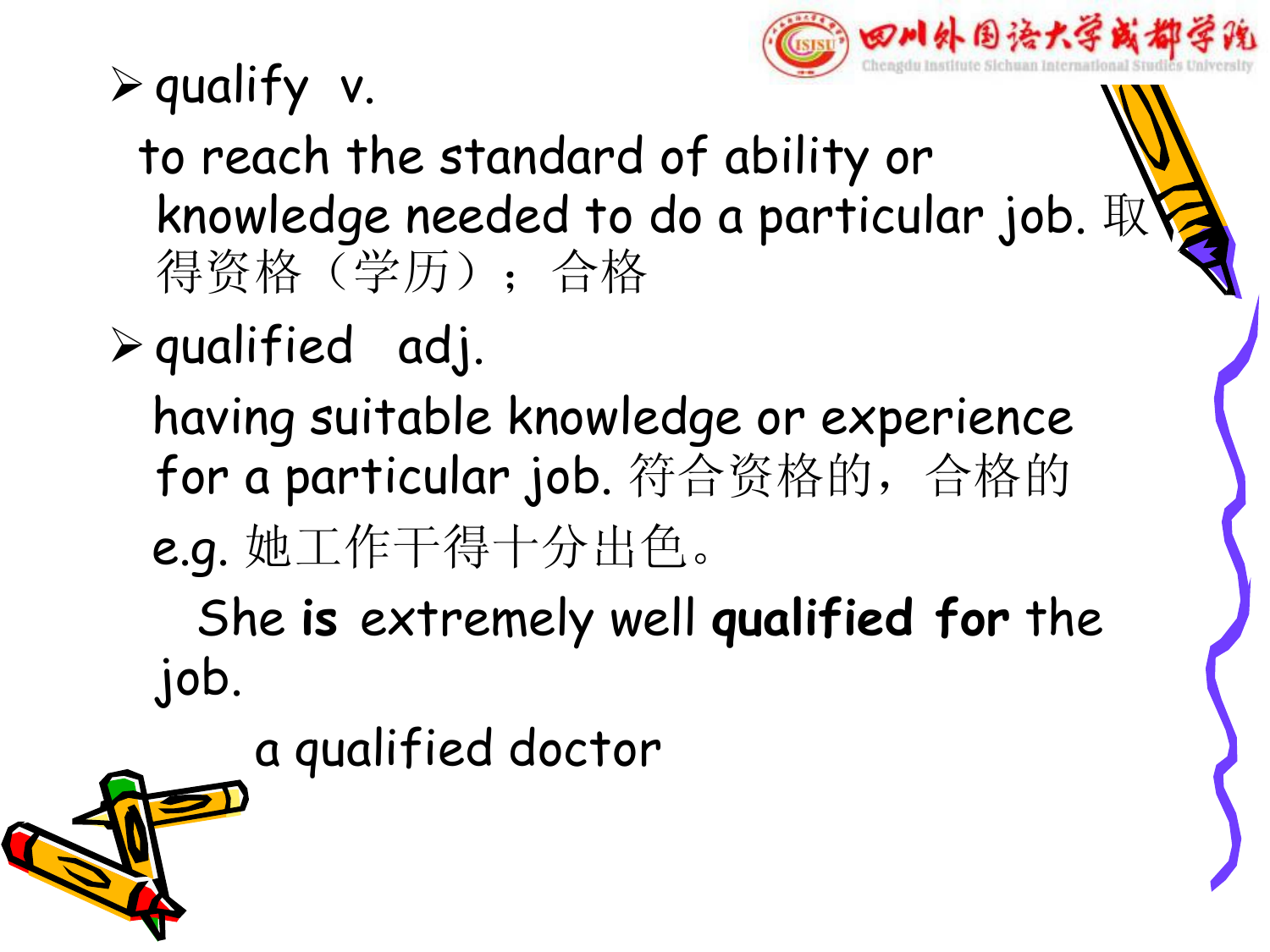- qualify v.

  to reach the standard of ability or knowledge needed to do a particular job. 取得资格（学历）；合格

- qualified adj.

  having suitable knowledge or experience for a particular job. 符合资格的，合格的

  e.g. 她工作干得十分出色。

  She **is** extremely well **qualified for** the job.

  a qualified doctor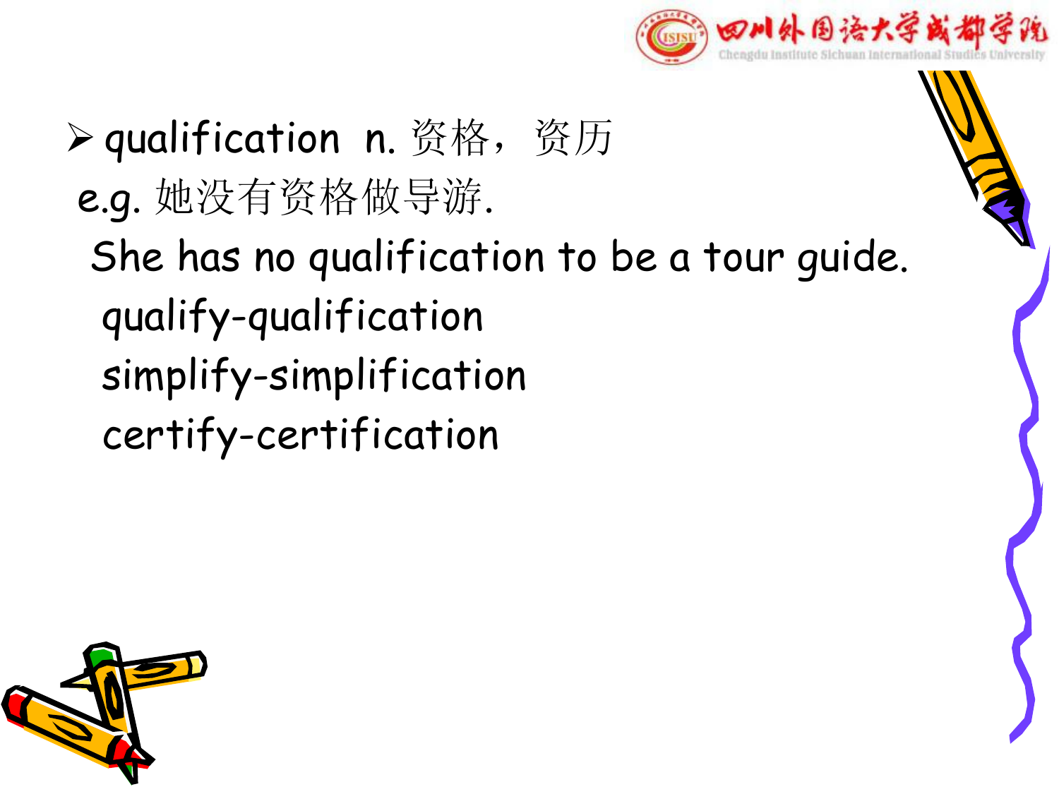- qualification n. 资格，资历

e.g. 她没有资格做导游.

She has no qualification to be a tour guide.

qualify-qualification

simplify-simplification

certify-certification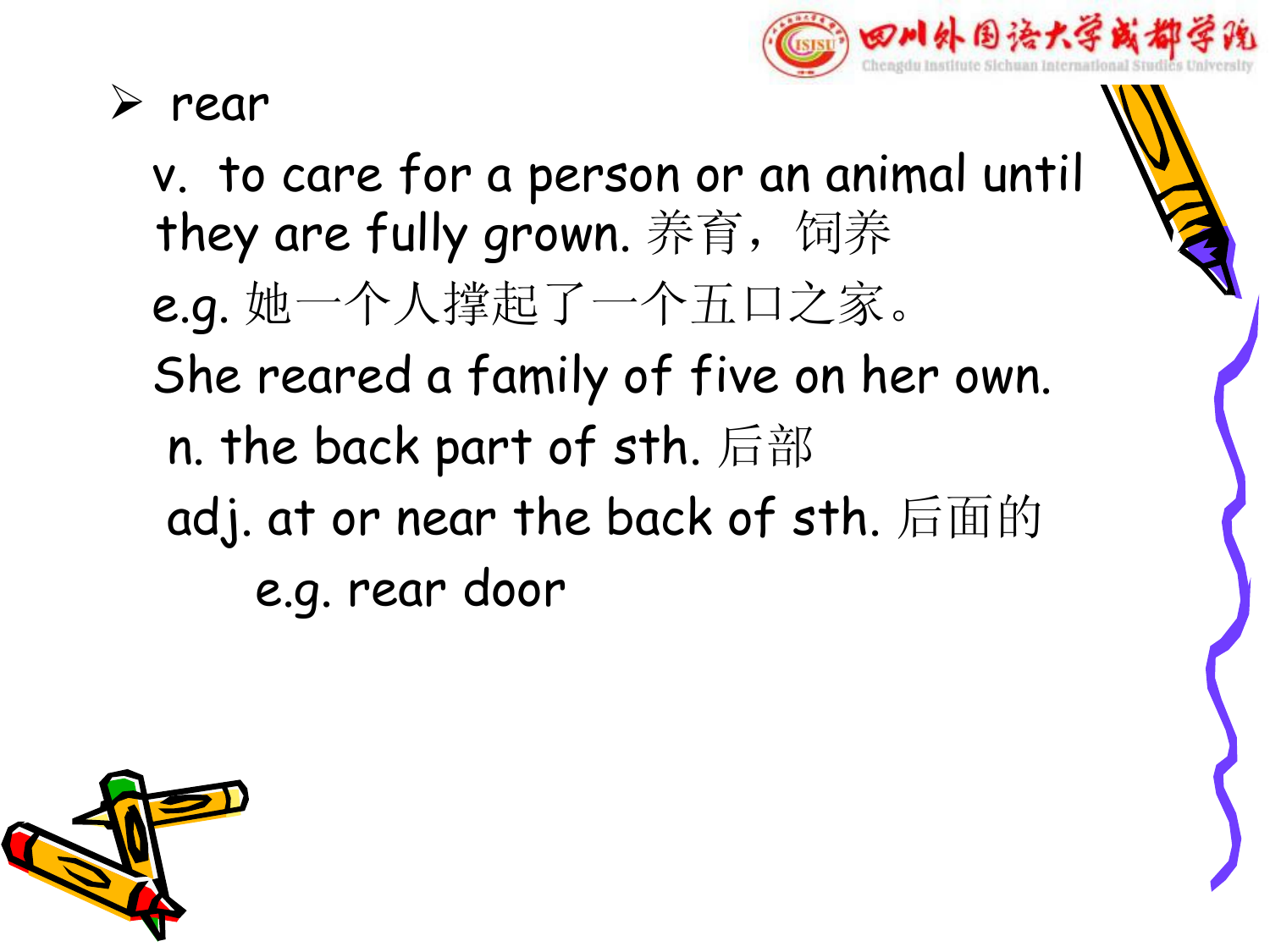- rear

  v. to care for a person or an animal until they are fully grown. 养育，饲养

  e.g. 她一个人撑起了一个五口之家。

  She reared a family of five on her own.

  n. the back part of sth. 后部

  adj. at or near the back of sth. 后面的

  e.g. rear door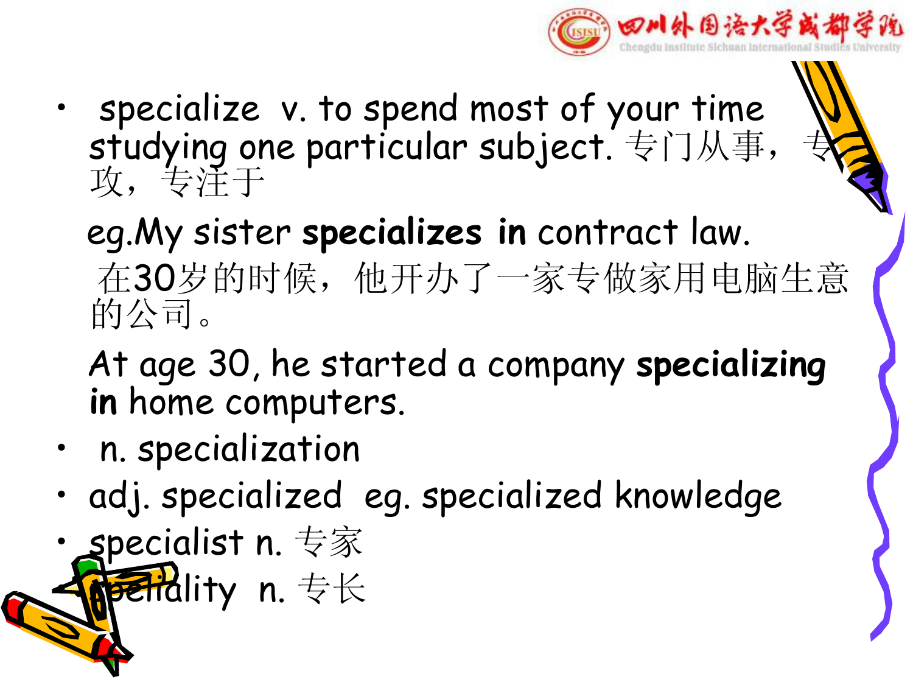- specialize v. to spend most of your time studying one particular subject. 专门从事，专攻，专注于

  eg.My sister **specializes in** contract law.

  在30岁的时候，他开办了一家专做家用电脑生意的公司。

  At age 30, he started a company **specializing in** home computers.

- n. specialization
- adj. specialized eg. specialized knowledge
- specialist n. 专家
- speciality n. 专长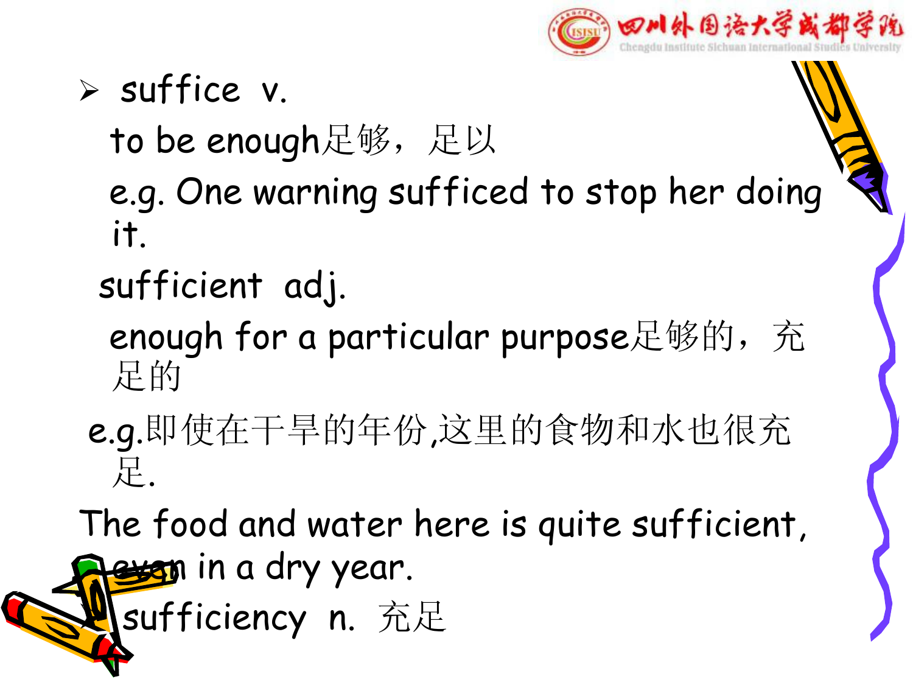- suffice v.

  to be enough足够，足以

  e.g. One warning sufficed to stop her doing it.

  sufficient adj.

  enough for a particular purpose足够的，充足的

  e.g.即使在干旱的年份,这里的食物和水也很充足.

  The food and water here is quite sufficient, even in a dry year.

  sufficiency n. 充足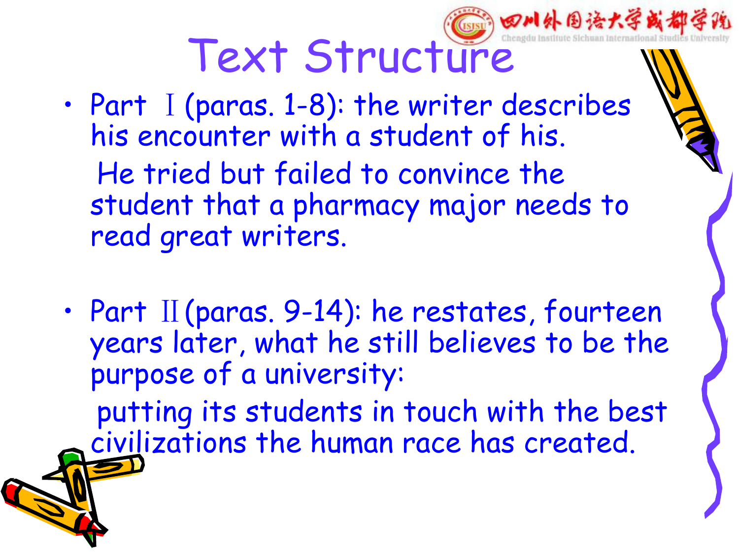# Text Structure

- Part Ⅰ (paras. 1-8): the writer describes his encounter with a student of his.

  He tried but failed to convince the student that a pharmacy major needs to read great writers.

- Part Ⅱ (paras. 9-14): he restates, fourteen years later, what he still believes to be the purpose of a university:

  putting its students in touch with the best civilizations the human race has created.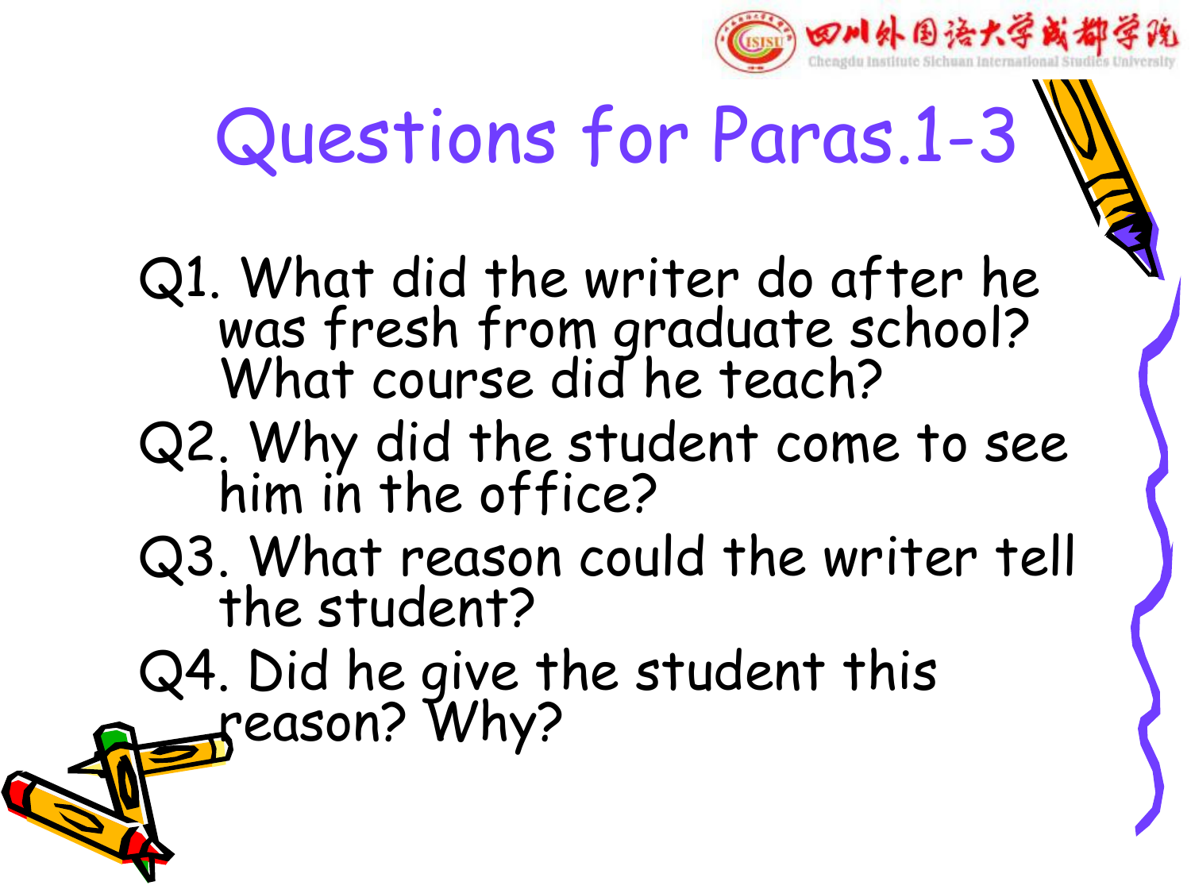# Questions for Paras.1-3

Q1. What did the writer do after he was fresh from graduate school? What course did he teach?

Q2. Why did the student come to see him in the office?

Q3. What reason could the writer tell the student?

Q4. Did he give the student this reason? Why?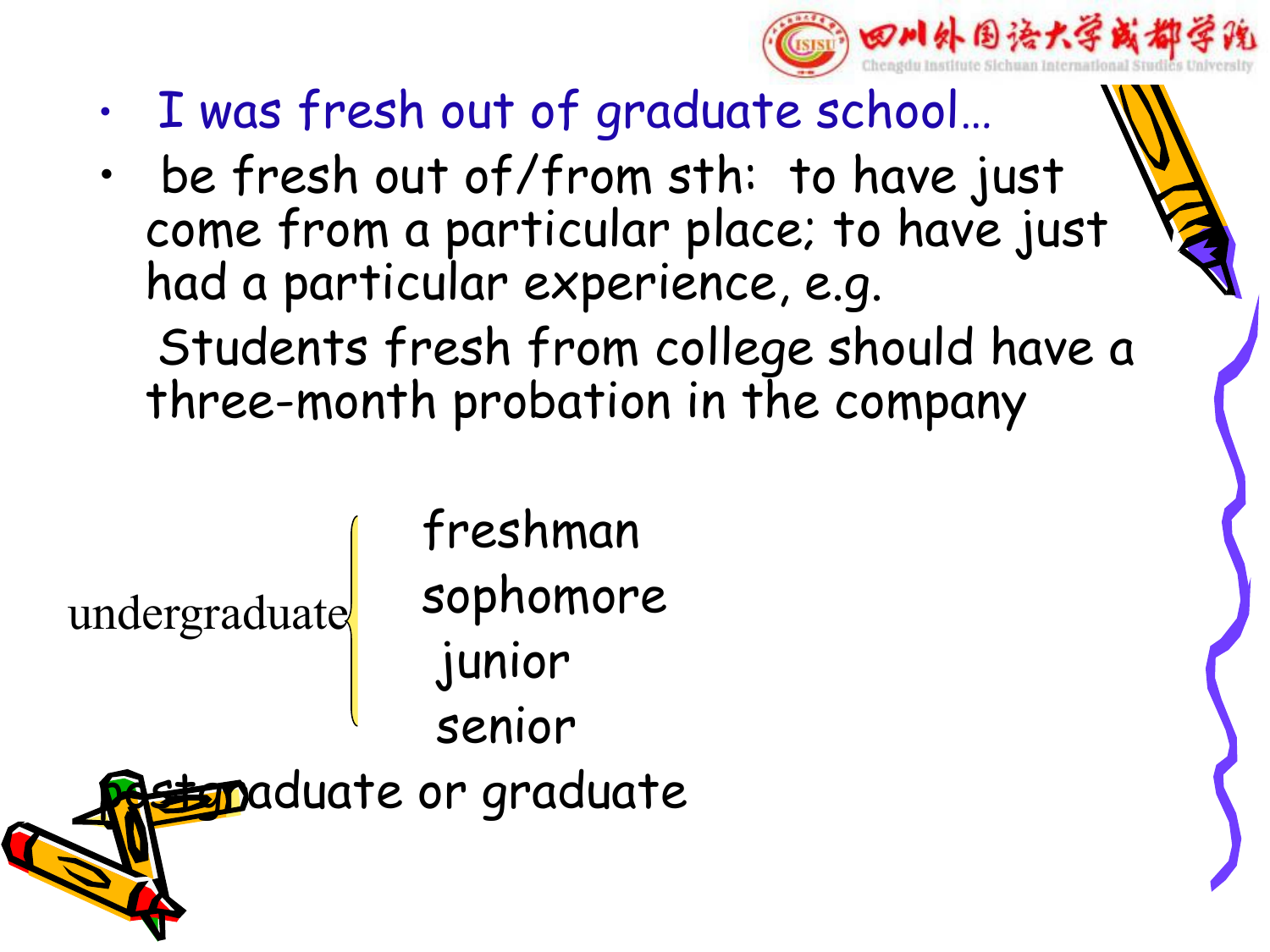- I was fresh out of graduate school…
- be fresh out of/from sth: to have just come from a particular place; to have just had a particular experience, e.g.

  Students fresh from college should have a three-month probation in the company

undergraduate
- freshman
- sophomore
- junior
- senior

postgraduate or graduate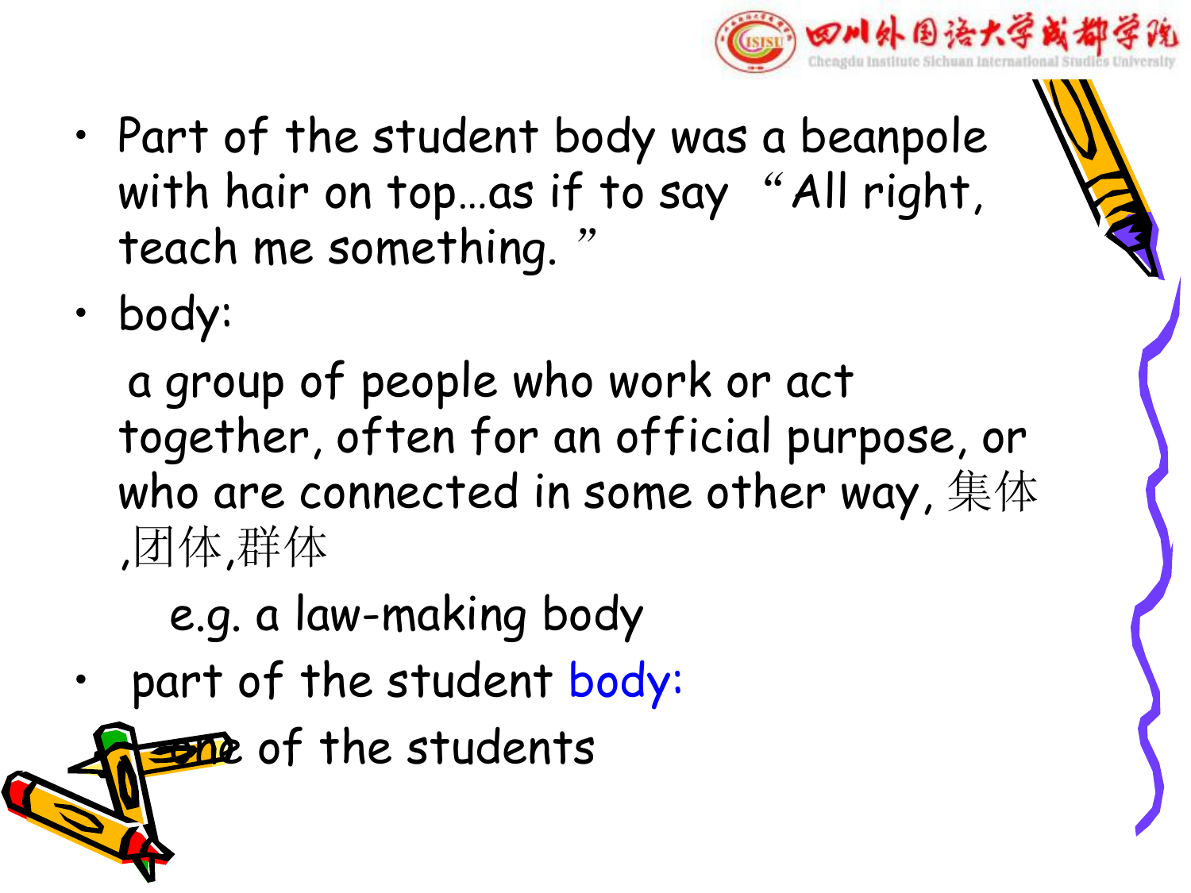- Part of the student body was a beanpole with hair on top…as if to say "All right, teach me something."
- body:

  a group of people who work or act together, often for an official purpose, or who are connected in some other way, 集体,团体,群体

  e.g. a law-making body
- part of the student body:

  one of the students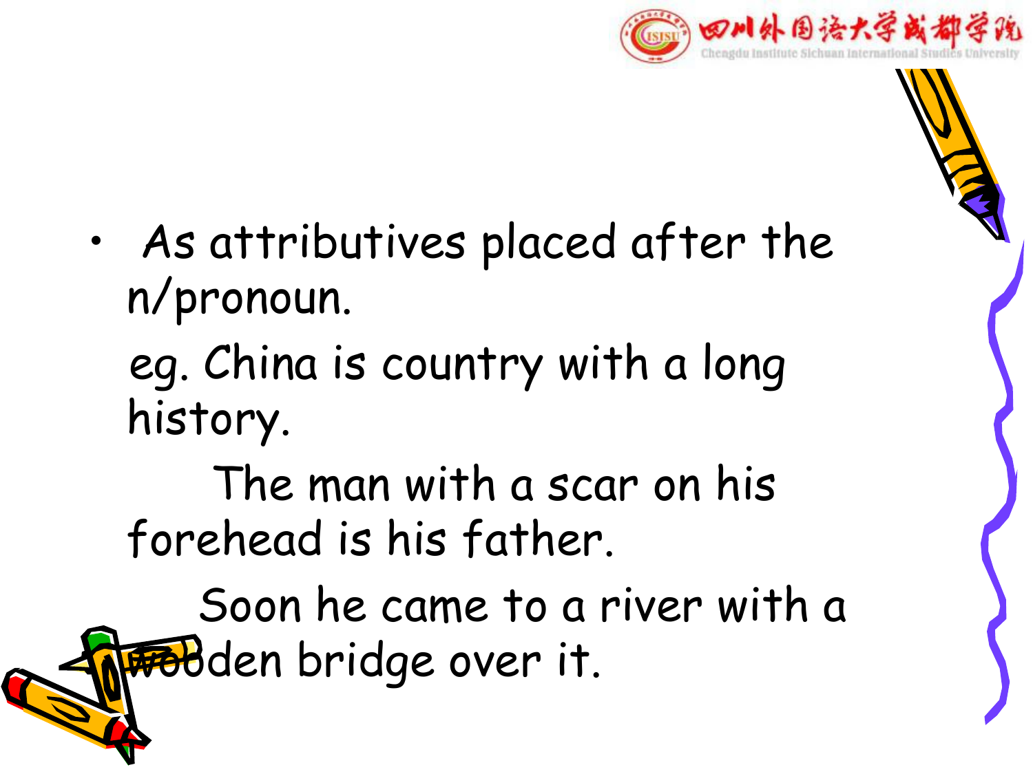- As attributives placed after the n/pronoun.

  eg. China is country with a long history.

  The man with a scar on his forehead is his father.

  Soon he came to a river with a wooden bridge over it.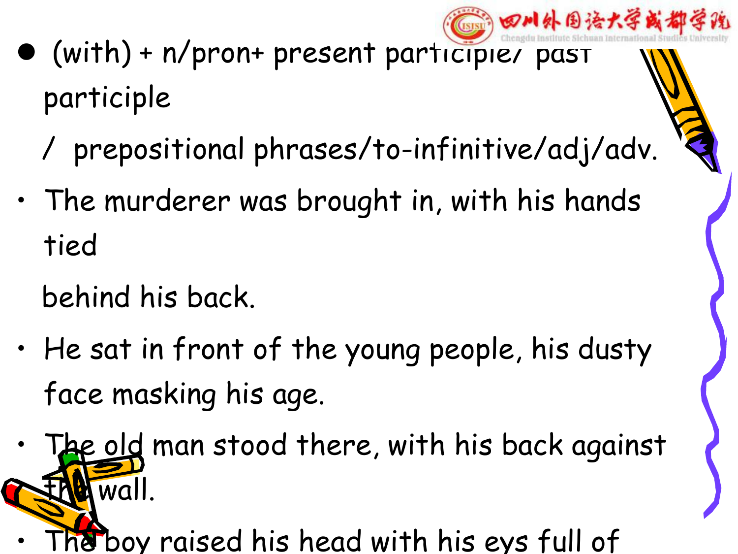- (with) + n/pron+ present participle/ past participle / prepositional phrases/to-infinitive/adj/adv.

- The murderer was brought in, with his hands tied behind his back.
- He sat in front of the young people, his dusty face masking his age.
- The old man stood there, with his back against the wall.
- The boy raised his head with his eys full of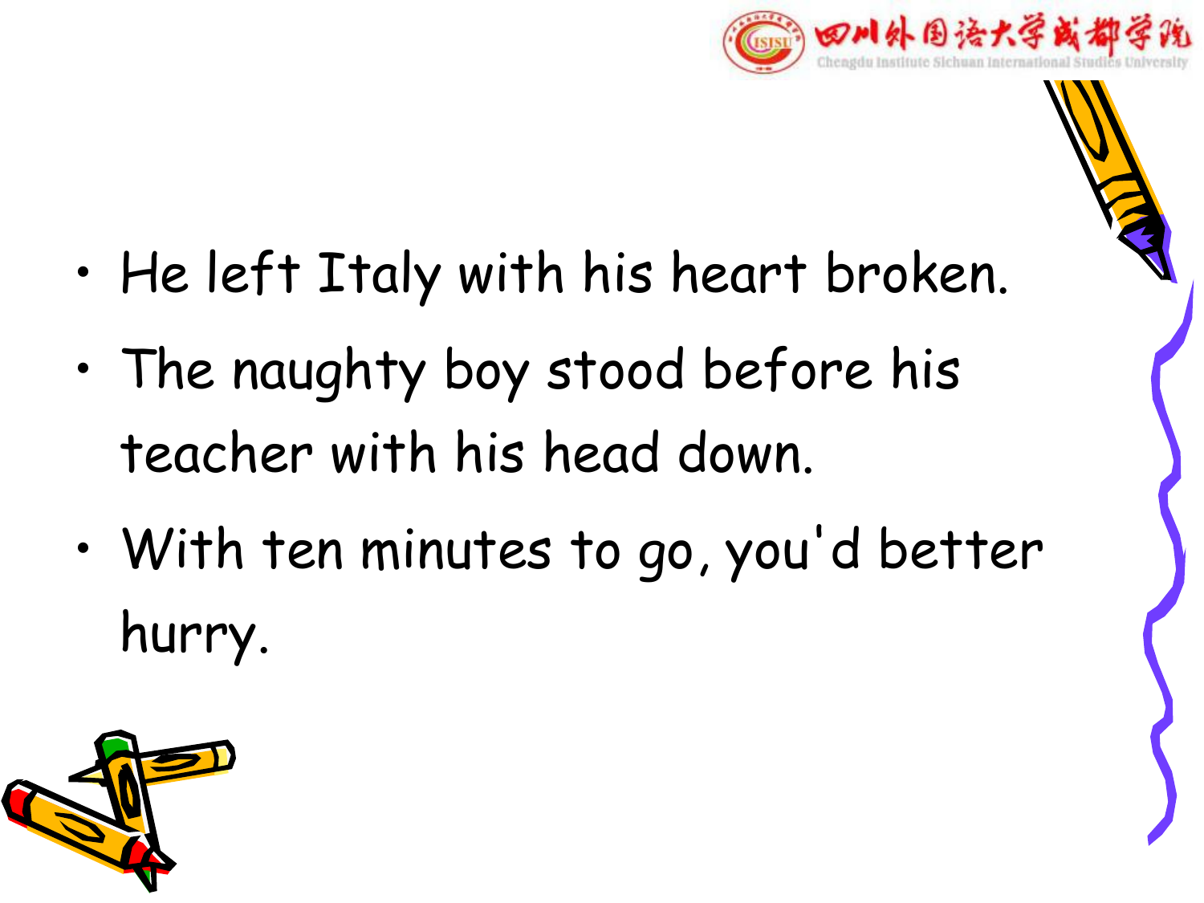- He left Italy with his heart broken.
- The naughty boy stood before his teacher with his head down.
- With ten minutes to go, you'd better hurry.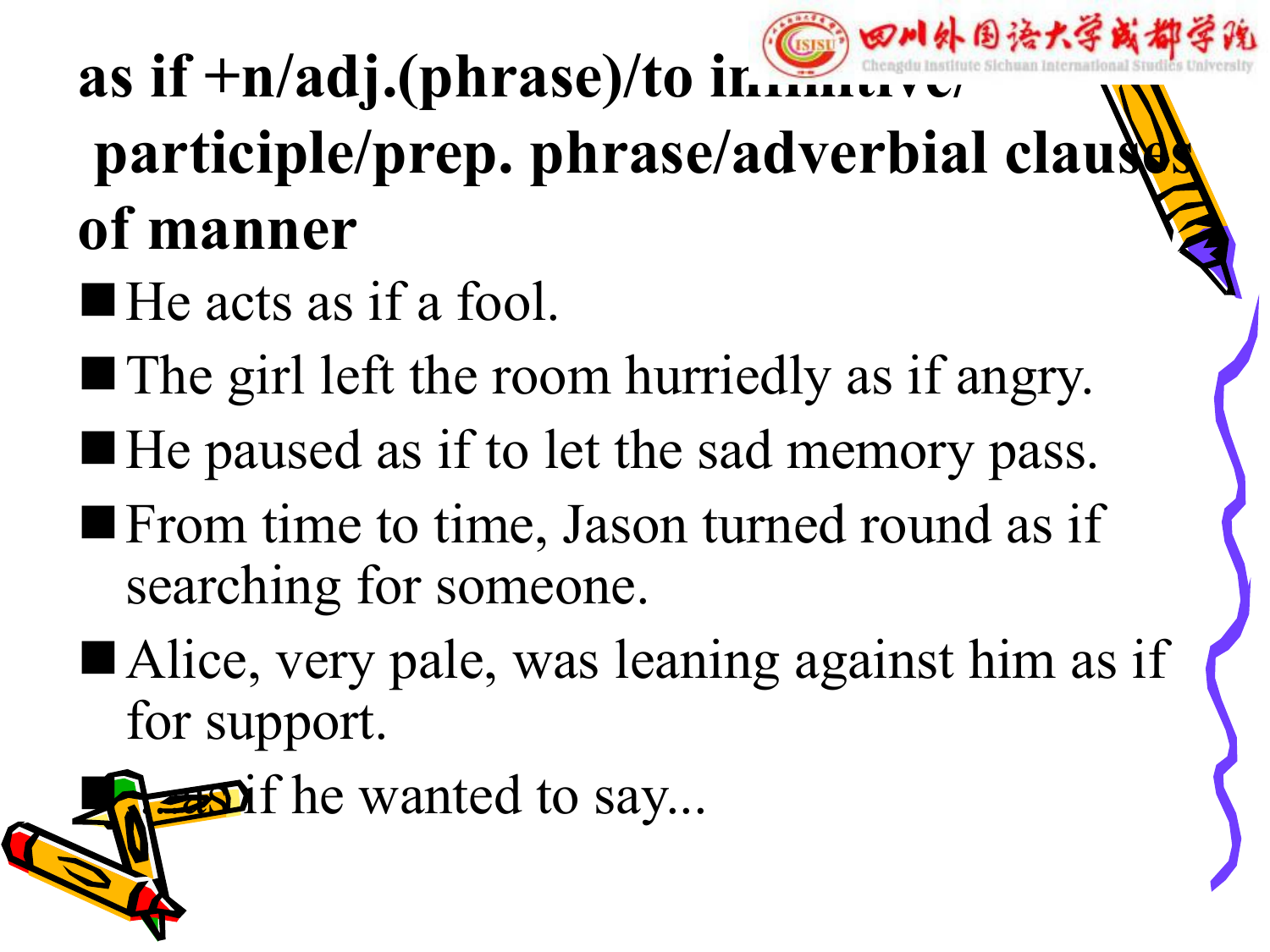# as if +n/adj.(phrase)/to infinitive/ participle/prep. phrase/adverbial clauses of manner

- He acts as if a fool.
- The girl left the room hurriedly as if angry.
- He paused as if to let the sad memory pass.
- From time to time, Jason turned round as if searching for someone.
- Alice, very pale, was leaning against him as if for support.
- as if he wanted to say...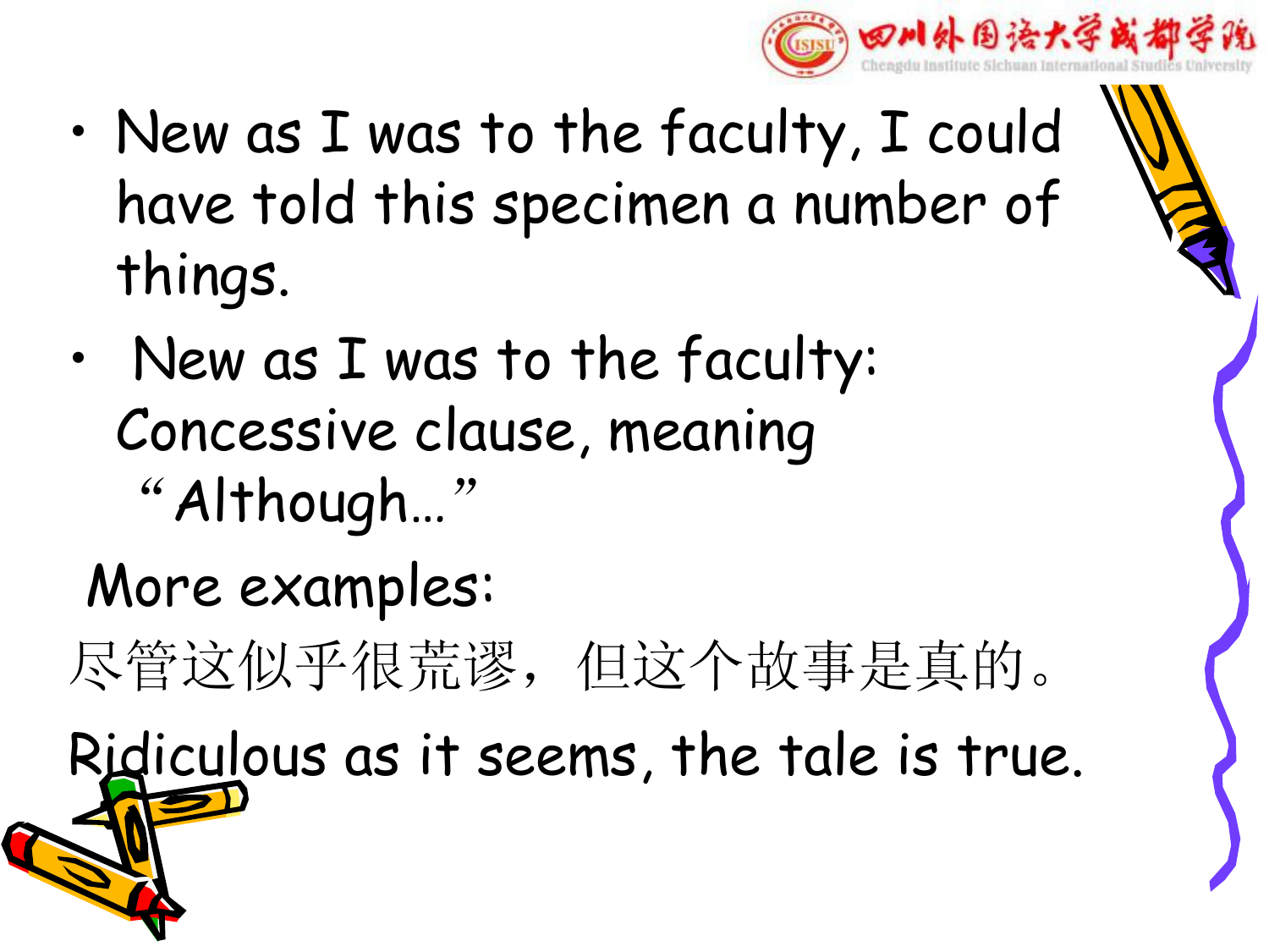- New as I was to the faculty, I could have told this specimen a number of things.
- New as I was to the faculty: Concessive clause, meaning "Although..."

More examples:

尽管这似乎很荒谬，但这个故事是真的。

Ridiculous as it seems, the tale is true.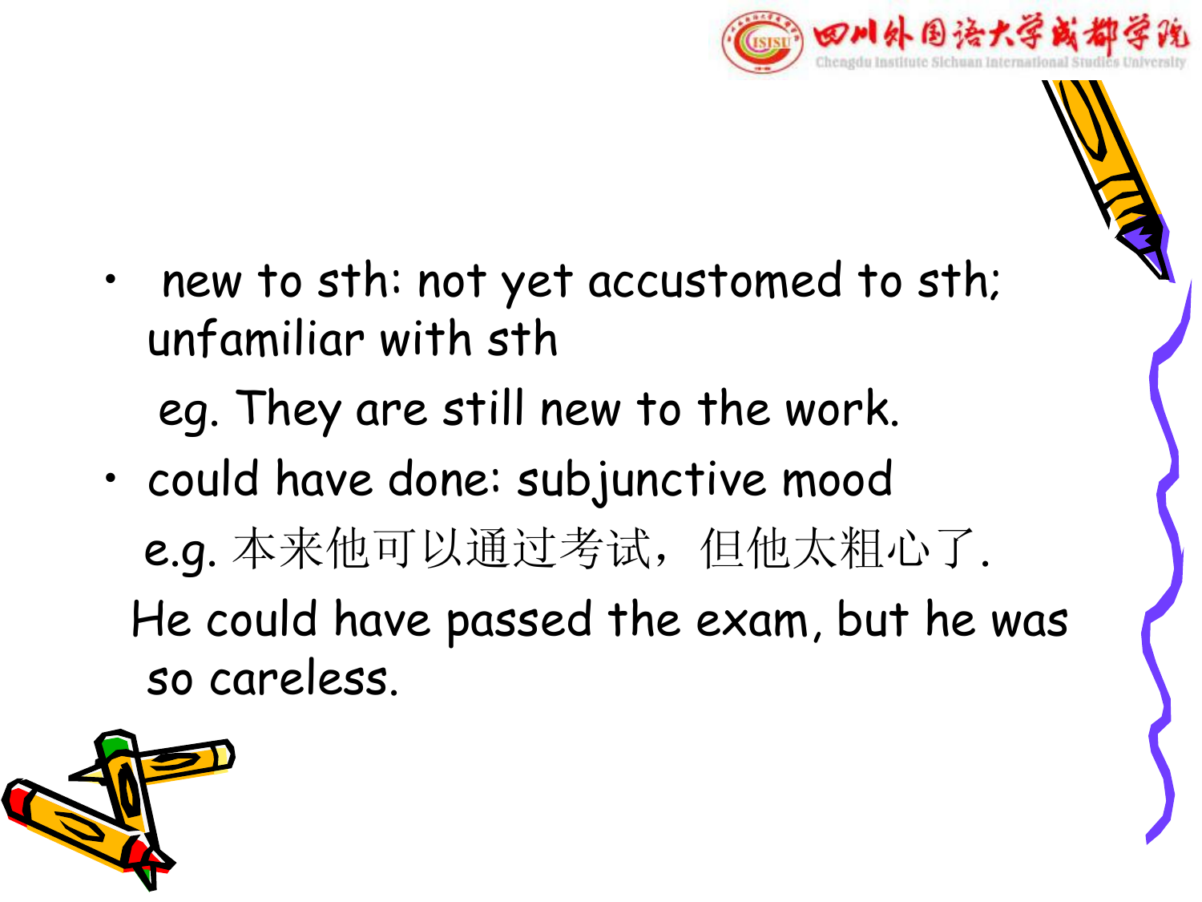- new to sth: not yet accustomed to sth; unfamiliar with sth

  eg. They are still new to the work.

- could have done: subjunctive mood

  e.g. 本来他可以通过考试，但他太粗心了.

  He could have passed the exam, but he was so careless.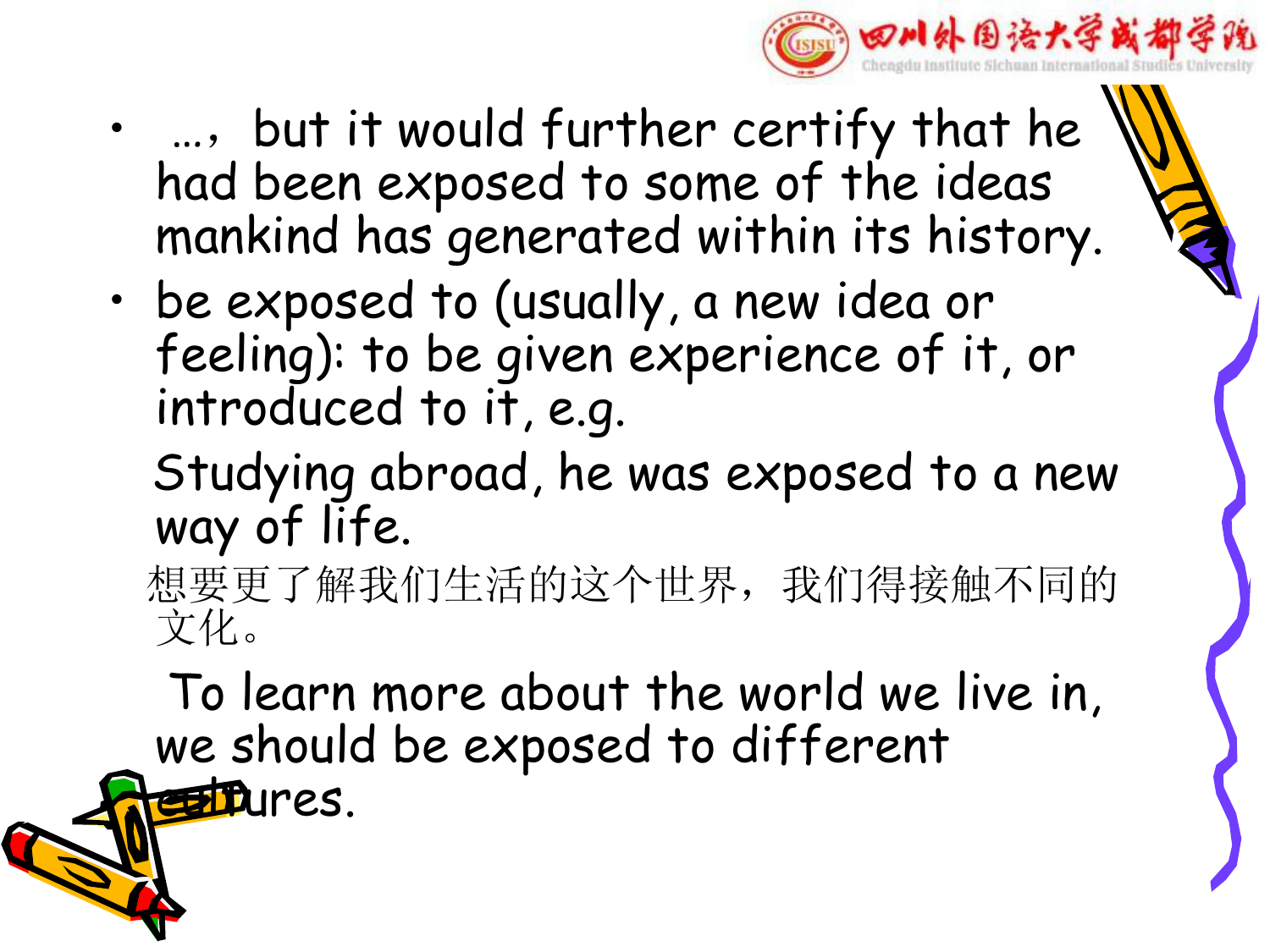- …，but it would further certify that he had been exposed to some of the ideas mankind has generated within its history.
- be exposed to (usually, a new idea or feeling): to be given experience of it, or introduced to it, e.g.

  Studying abroad, he was exposed to a new way of life.

  想要更了解我们生活的这个世界，我们得接触不同的文化。

  To learn more about the world we live in, we should be exposed to different cultures.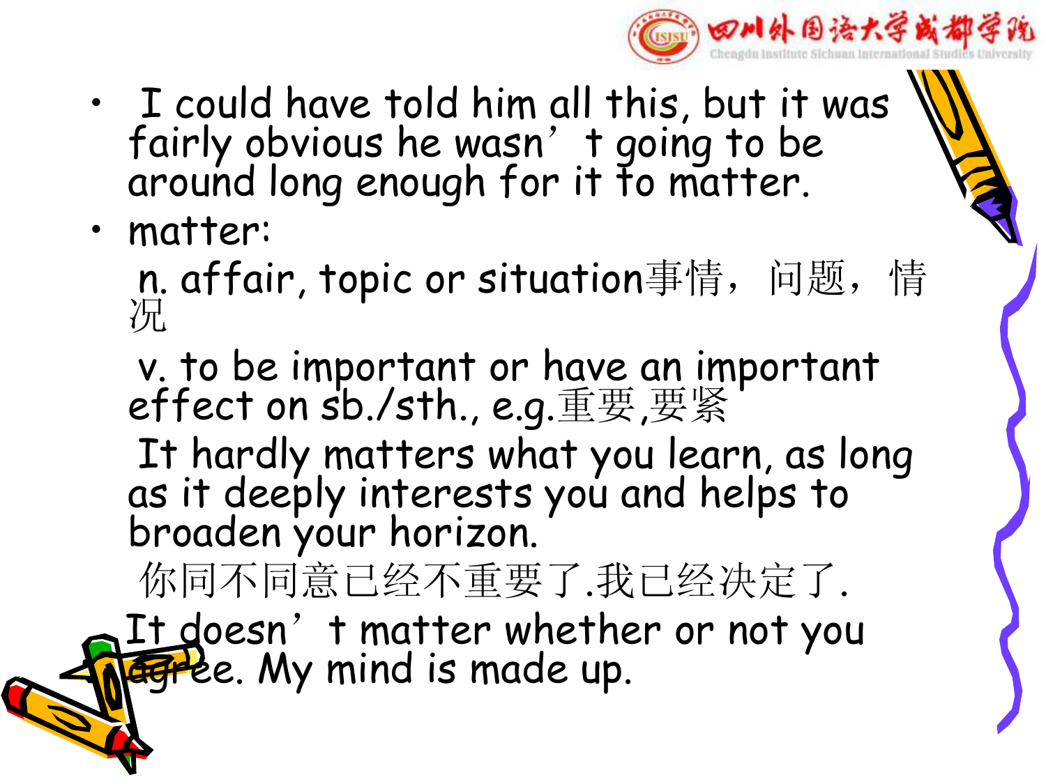- I could have told him all this, but it was fairly obvious he wasn't going to be around long enough for it to matter.
- matter:

  n. affair, topic or situation事情，问题，情况

  v. to be important or have an important effect on sb./sth., e.g.重要,要紧

  It hardly matters what you learn, as long as it deeply interests you and helps to broaden your horizon.

  你同不同意已经不重要了.我已经决定了.

  It doesn't matter whether or not you agree. My mind is made up.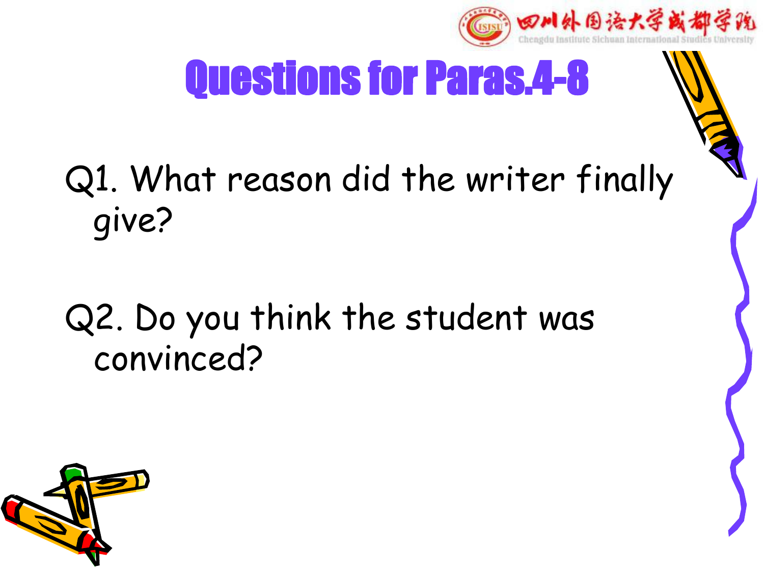# Questions for Paras.4-8

Q1. What reason did the writer finally give?

Q2. Do you think the student was convinced?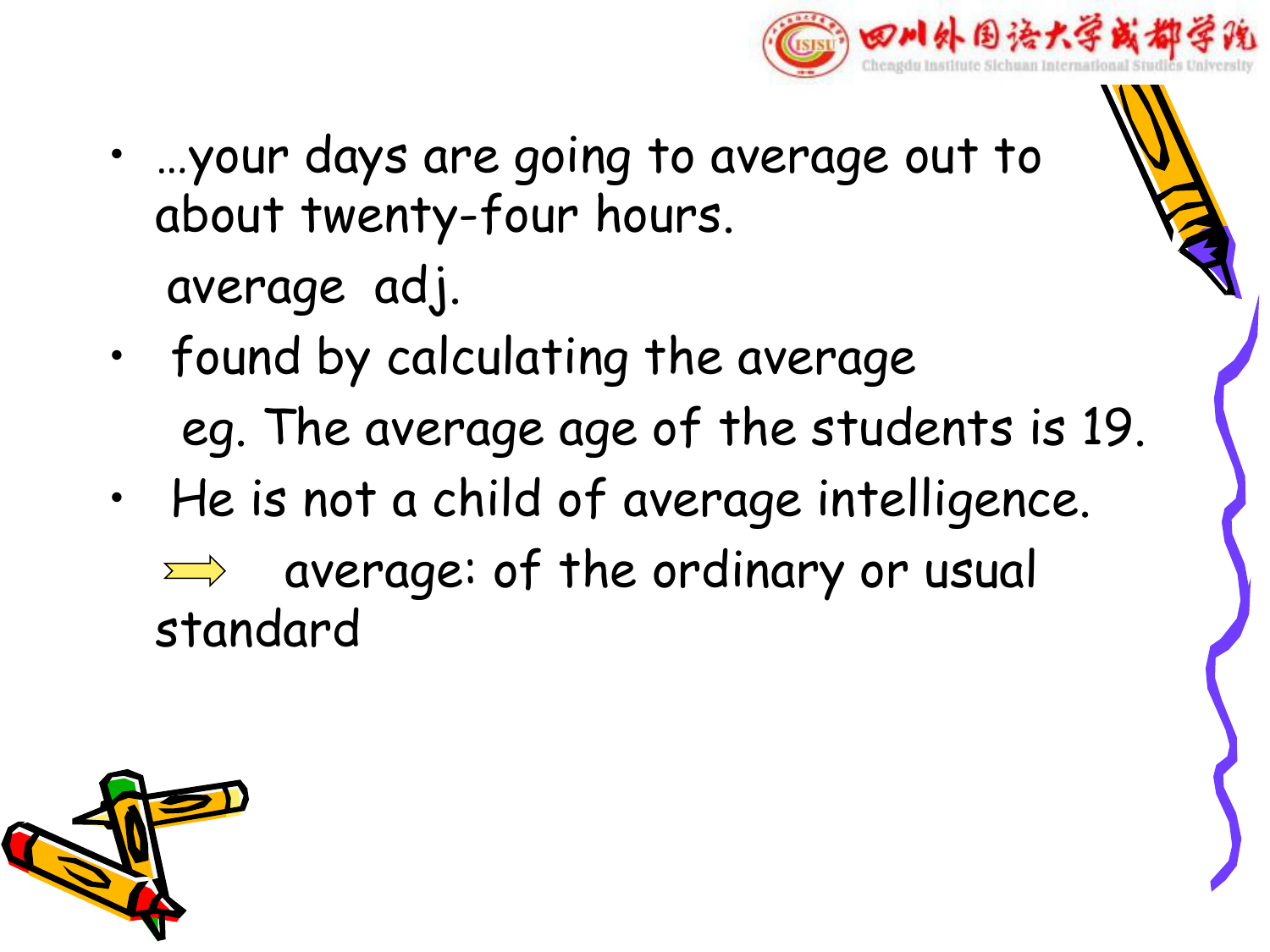- …your days are going to average out to about twenty-four hours.

  average adj.

- found by calculating the average

  eg. The average age of the students is 19.

- He is not a child of average intelligence.

  ⟹ average: of the ordinary or usual standard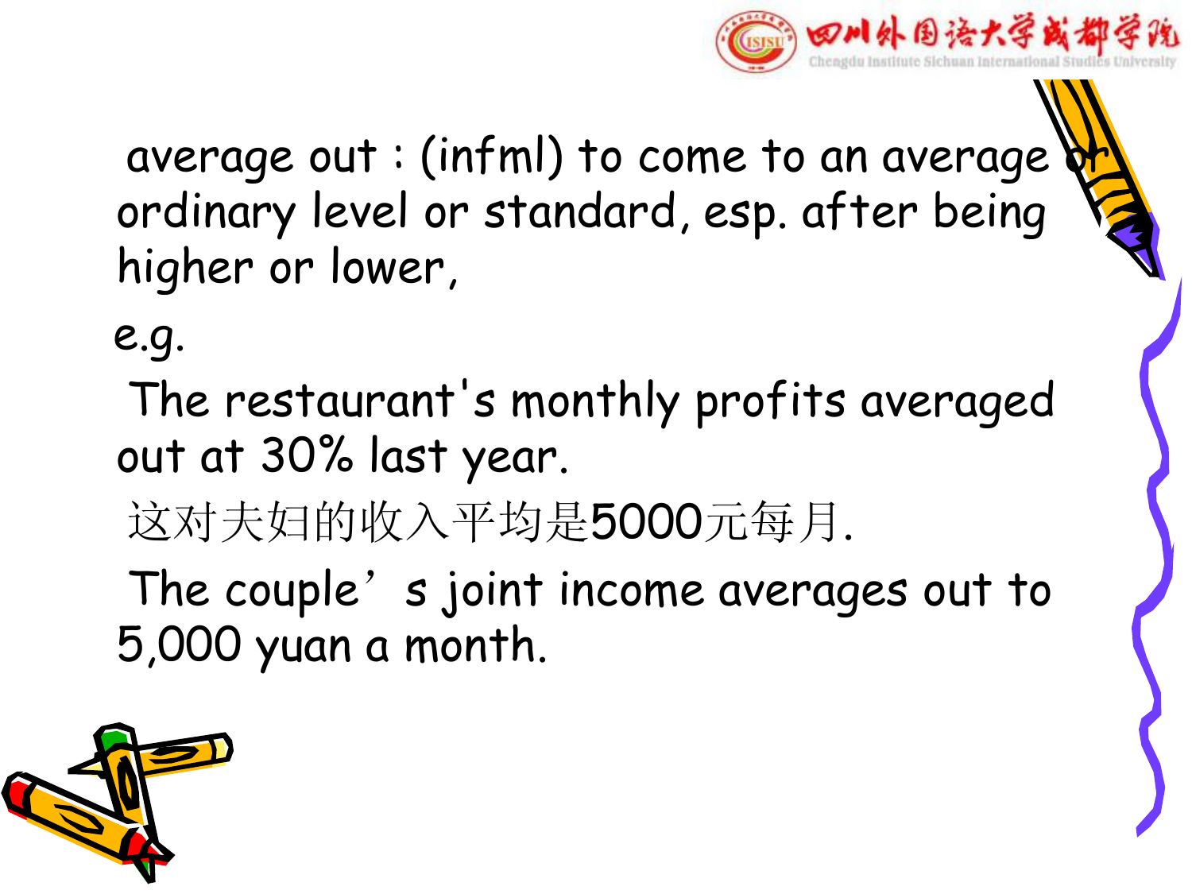average out : (infml) to come to an average or ordinary level or standard, esp. after being higher or lower,

e.g.

The restaurant's monthly profits averaged out at 30% last year.

这对夫妇的收入平均是5000元每月.

The couple’s joint income averages out to 5,000 yuan a month.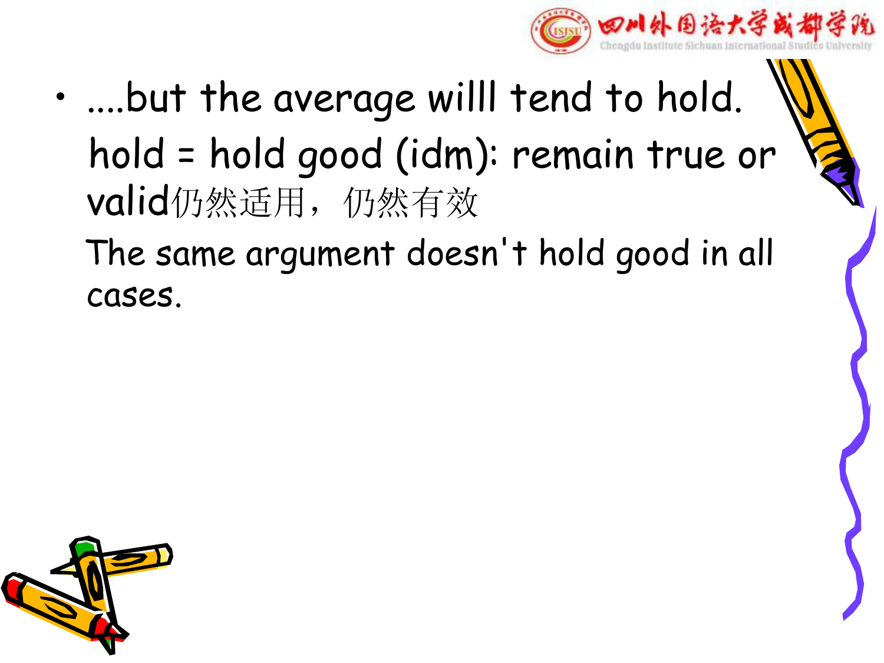- ....but the average willl tend to hold.

  hold = hold good (idm): remain true or valid仍然适用，仍然有效

  The same argument doesn't hold good in all cases.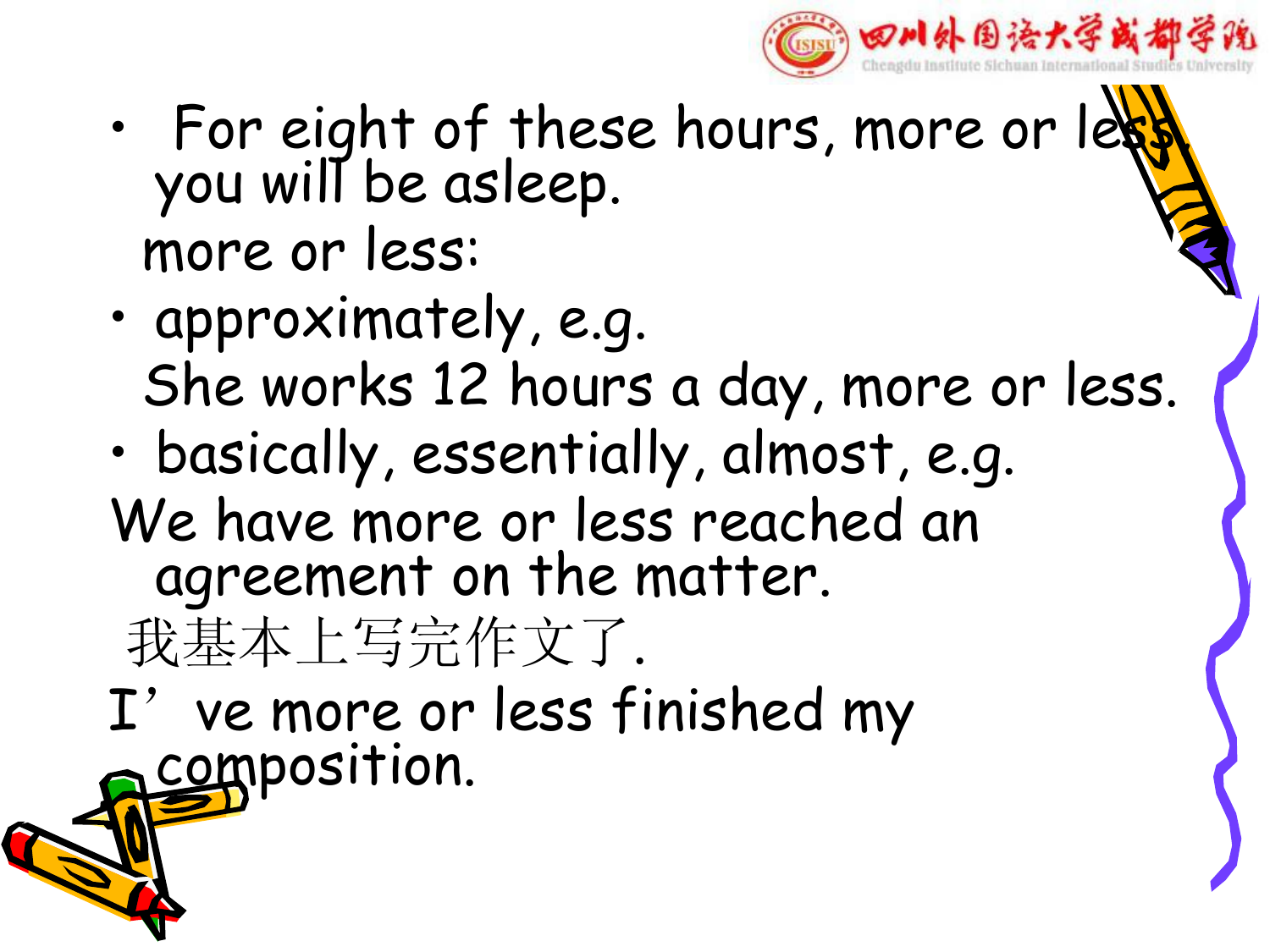- For eight of these hours, more or less, you will be asleep.

more or less:

- approximately, e.g.

  She works 12 hours a day, more or less.

- basically, essentially, almost, e.g.

We have more or less reached an agreement on the matter.

我基本上写完作文了.

I’ve more or less finished my composition.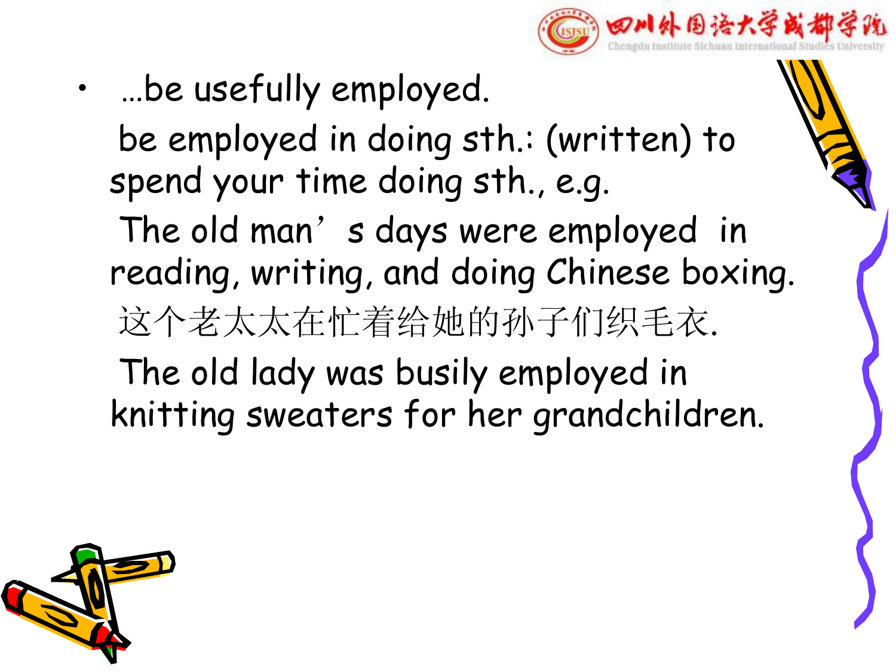- …be usefully employed.

  be employed in doing sth.: (written) to spend your time doing sth., e.g.

  The old man’s days were employed in reading, writing, and doing Chinese boxing.

  这个老太太在忙着给她的孙子们织毛衣.

  The old lady was busily employed in knitting sweaters for her grandchildren.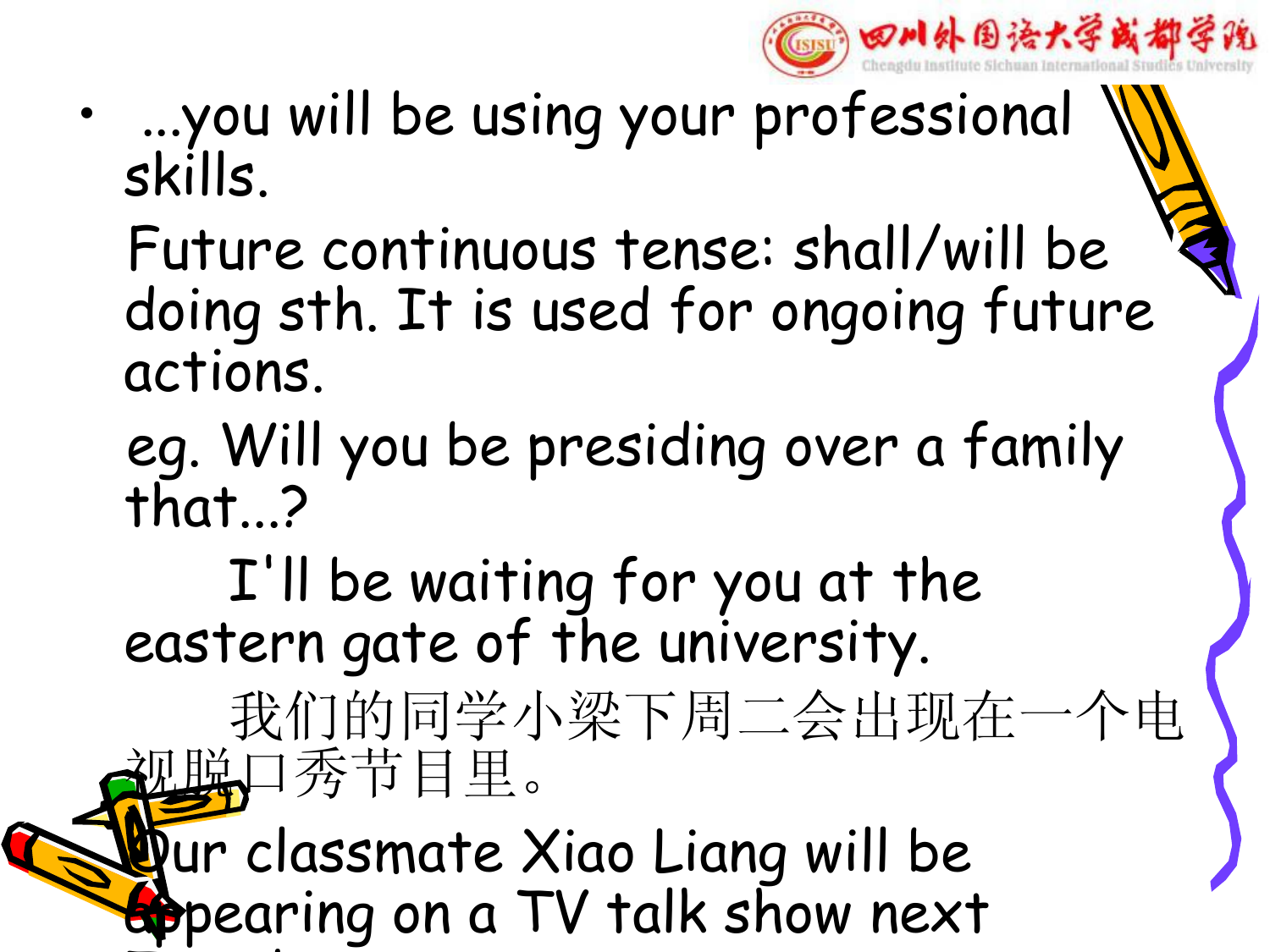- ...you will be using your professional skills.

  Future continuous tense: shall/will be doing sth. It is used for ongoing future actions.

  eg. Will you be presiding over a family that...?

  I'll be waiting for you at the eastern gate of the university.

  我们的同学小梁下周二会出现在一个电视脱口秀节目里。

  Our classmate Xiao Liang will be appearing on a TV talk show next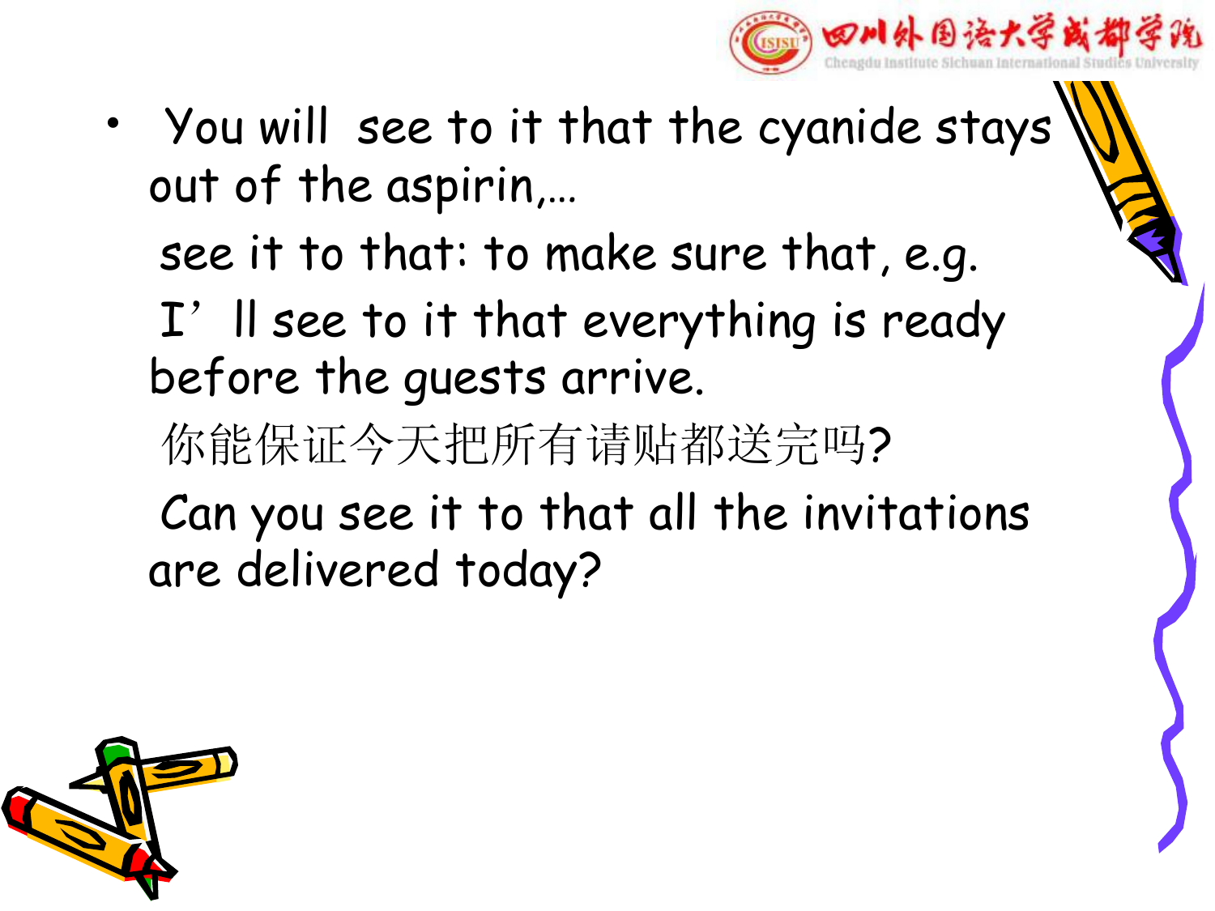- You will see to it that the cyanide stays out of the aspirin,…

  see it to that: to make sure that, e.g.

  I'll see to it that everything is ready before the guests arrive.

  你能保证今天把所有请贴都送完吗?

  Can you see it to that all the invitations are delivered today?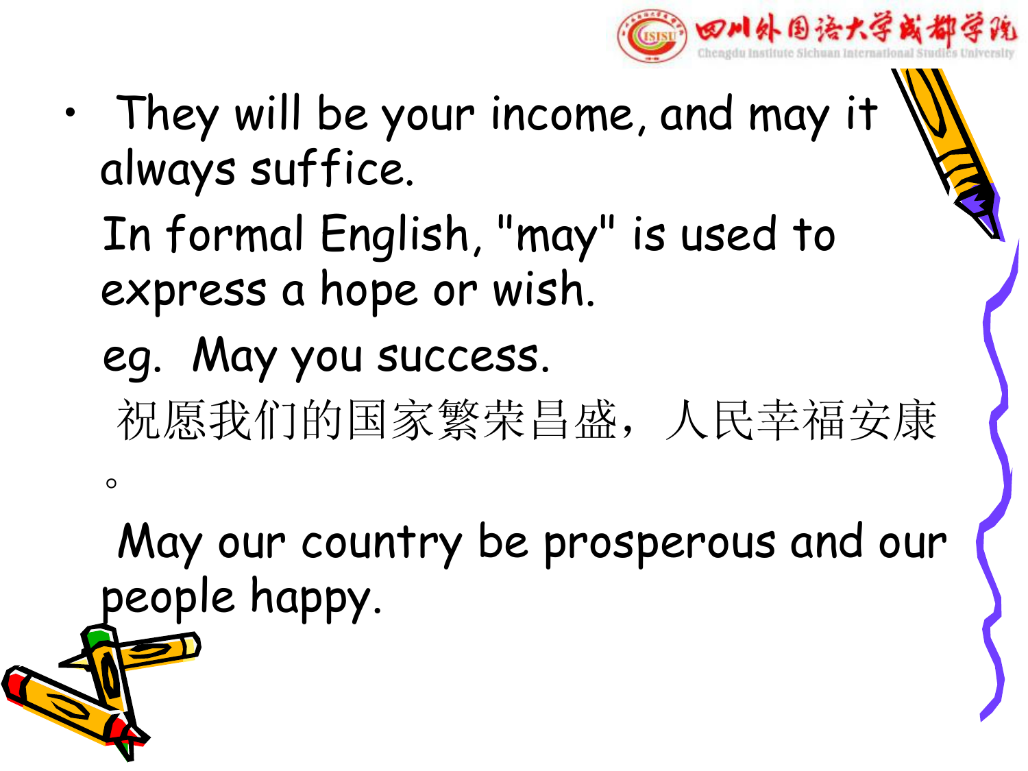- They will be your income, and may it always suffice.

  In formal English, "may" is used to express a hope or wish.

  eg. May you success.

  祝愿我们的国家繁荣昌盛，人民幸福安康。

  May our country be prosperous and our people happy.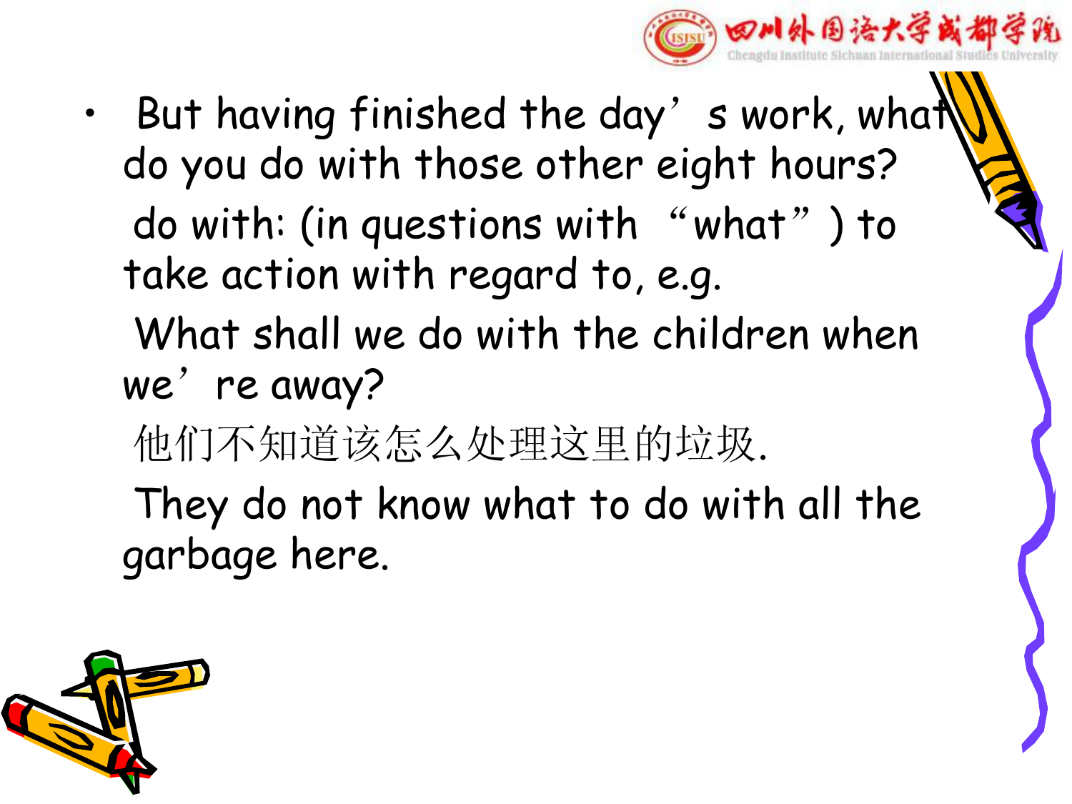- But having finished the day’s work, what do you do with those other eight hours?

  do with: (in questions with “what”) to take action with regard to, e.g.

  What shall we do with the children when we’re away?

  他们不知道该怎么处理这里的垃圾.

  They do not know what to do with all the garbage here.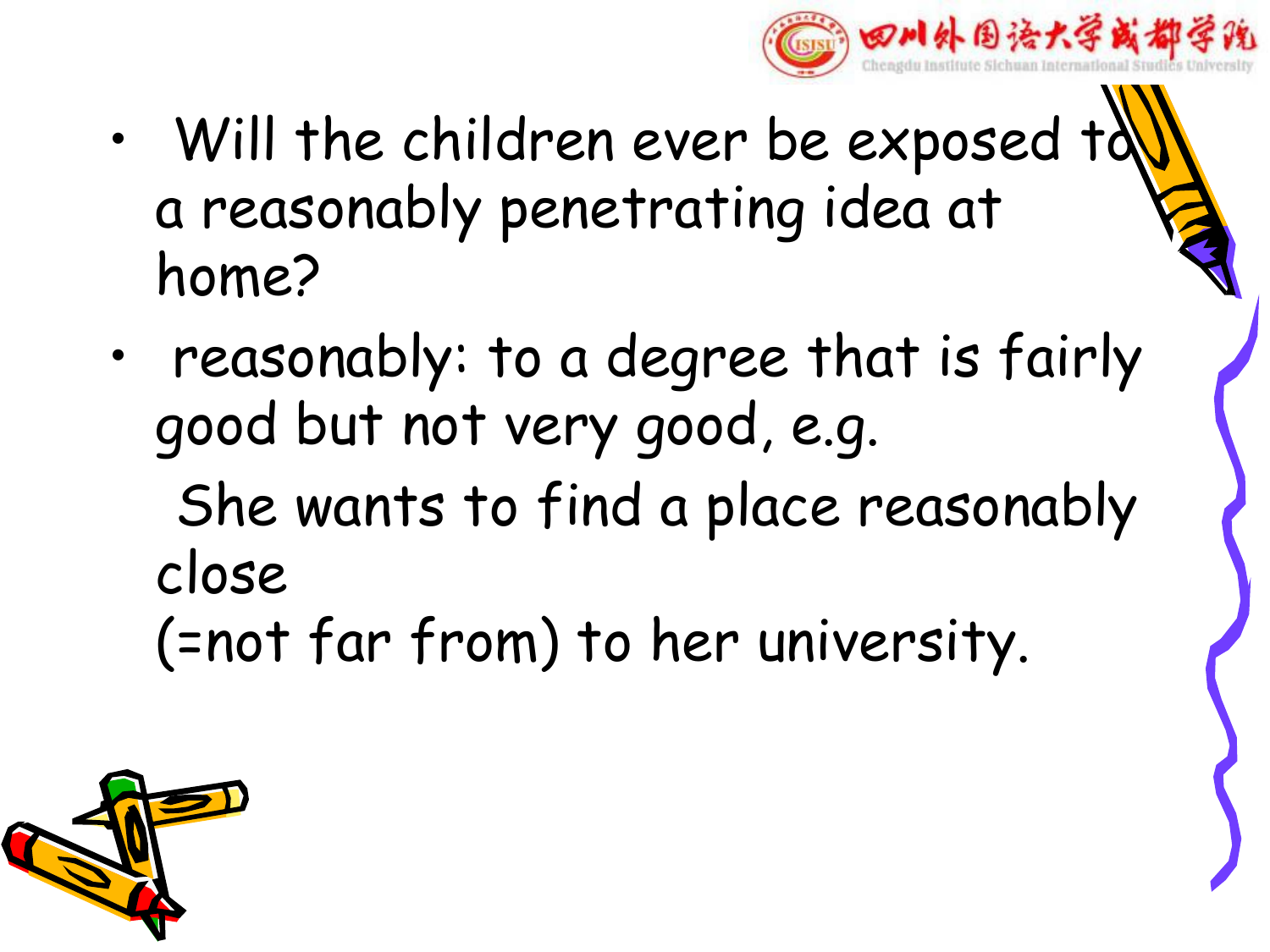- Will the children ever be exposed to a reasonably penetrating idea at home?
- reasonably: to a degree that is fairly good but not very good, e.g.

  She wants to find a place reasonably close
  (=not far from) to her university.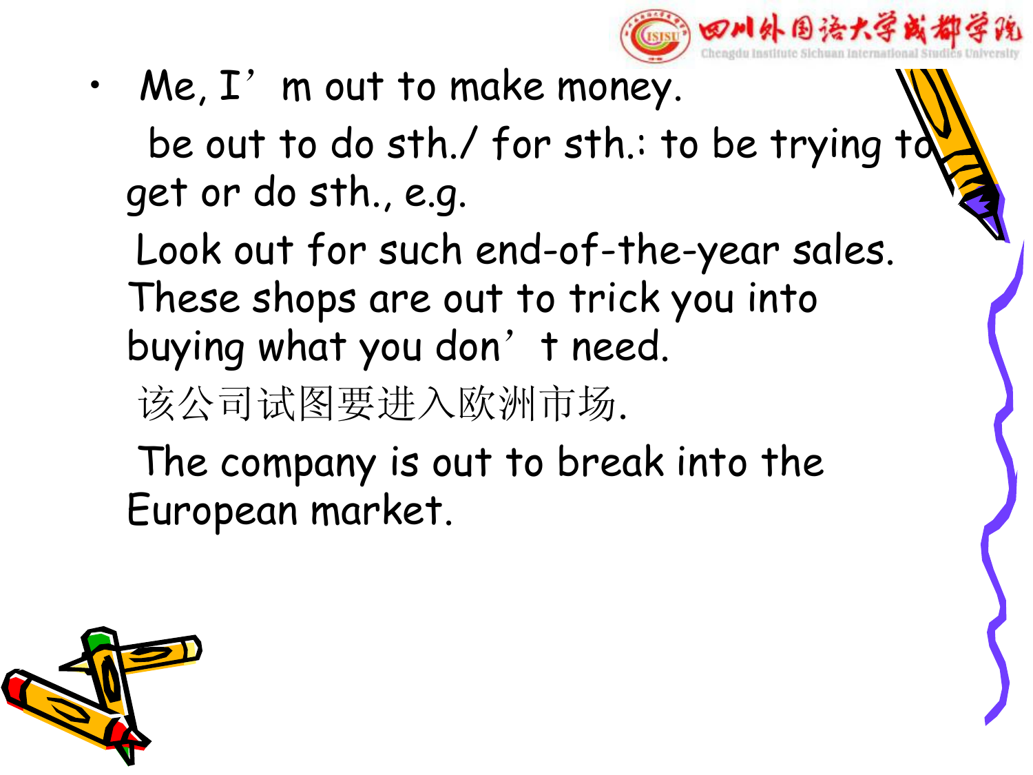- Me, I’m out to make money.

  be out to do sth./ for sth.: to be trying to get or do sth., e.g.

  Look out for such end-of-the-year sales. These shops are out to trick you into buying what you don’t need.

  该公司试图要进入欧洲市场.

  The company is out to break into the European market.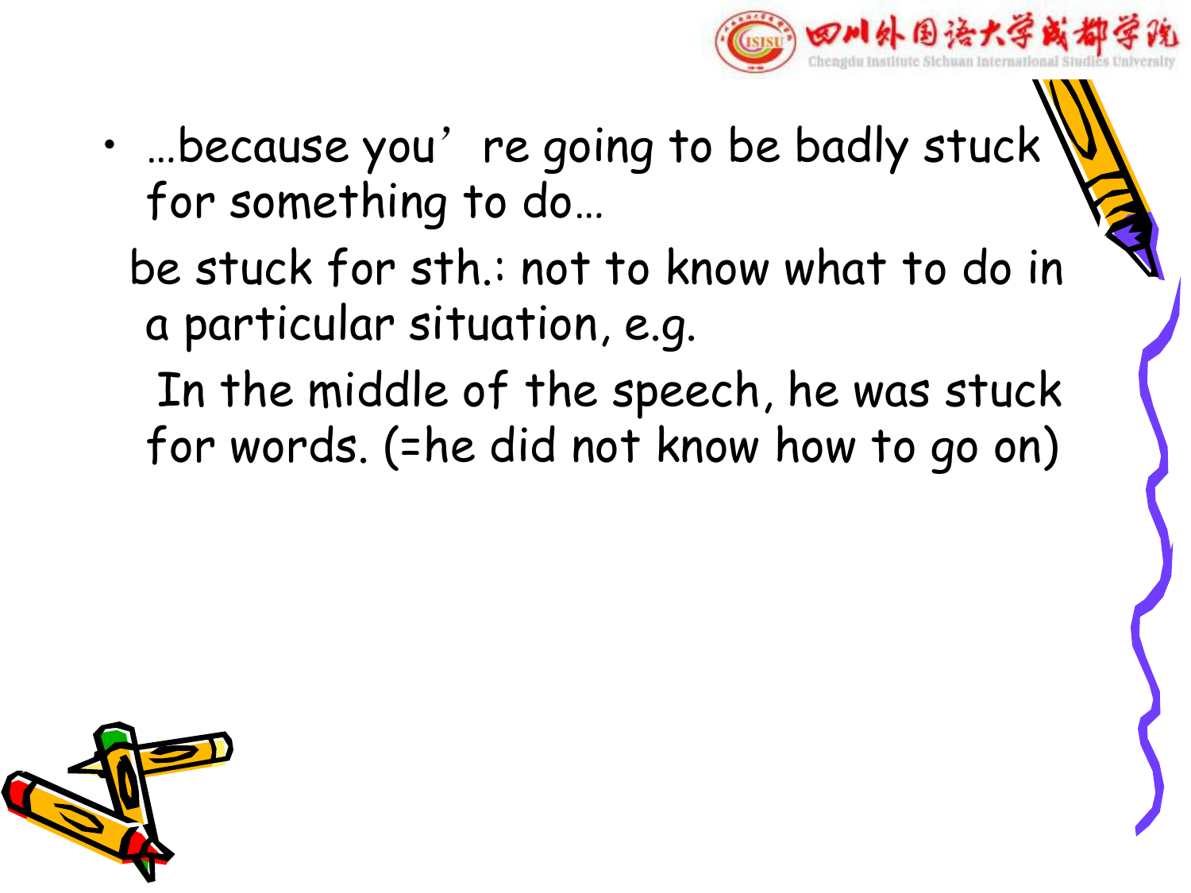- …because you’re going to be badly stuck for something to do…

  be stuck for sth.: not to know what to do in a particular situation, e.g.

  In the middle of the speech, he was stuck for words. (=he did not know how to go on)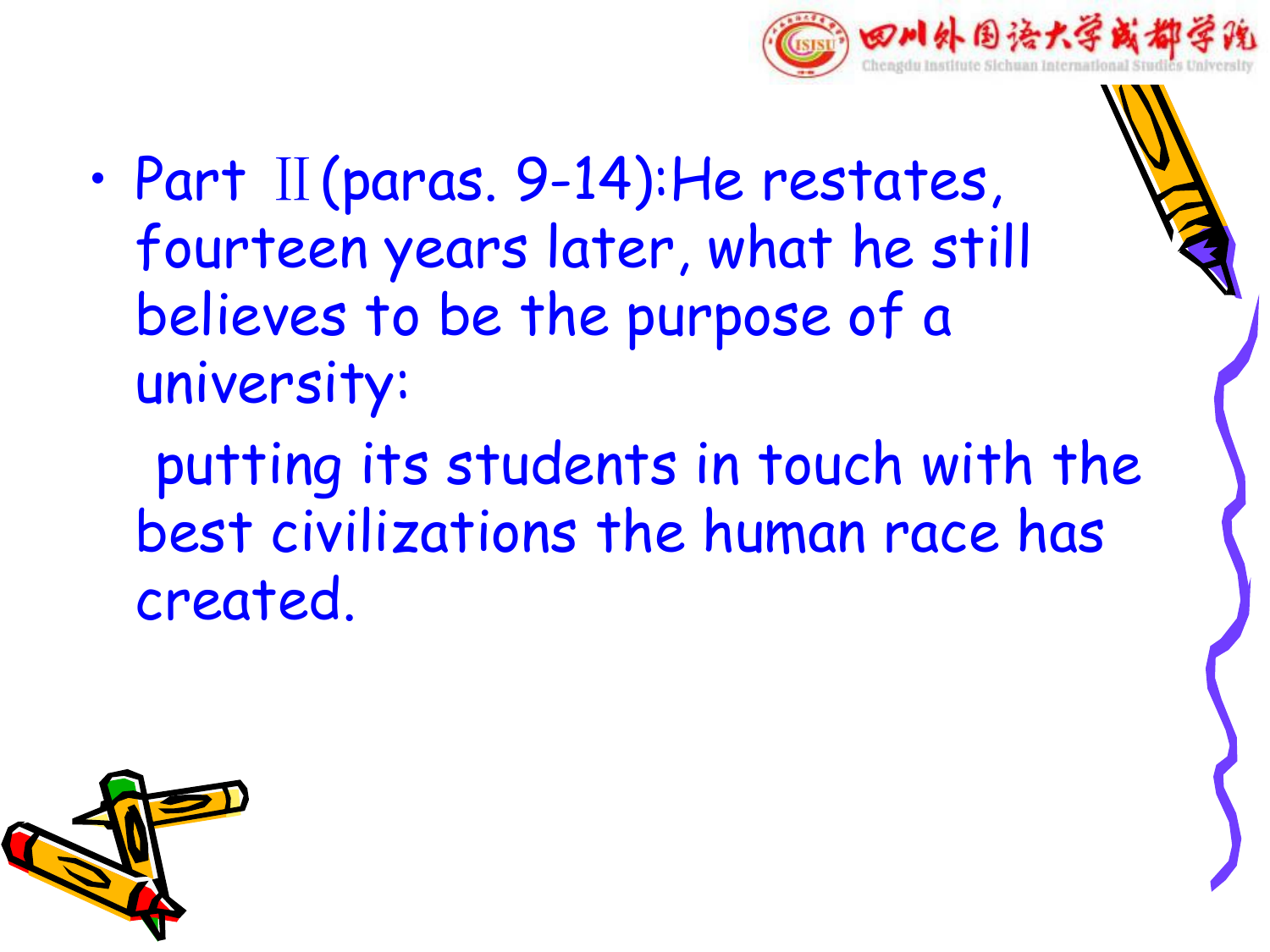- Part Ⅱ(paras. 9-14):He restates, fourteen years later, what he still believes to be the purpose of a university:

  putting its students in touch with the best civilizations the human race has created.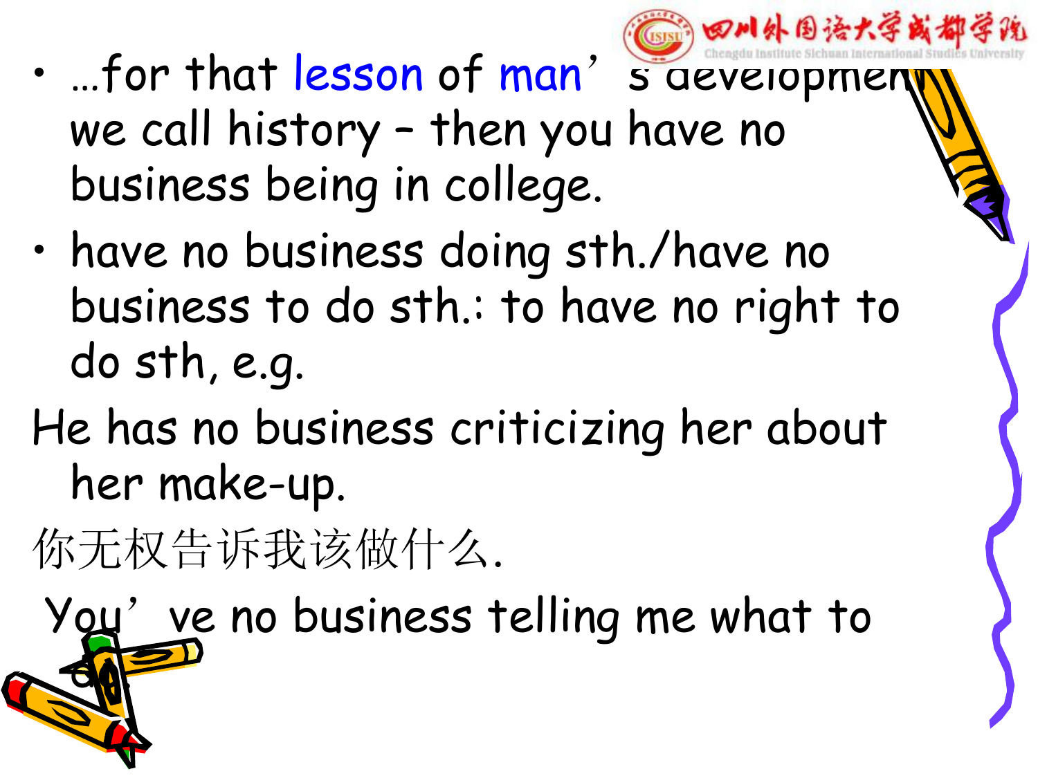- …for that lesson of man's development we call history – then you have no business being in college.
- have no business doing sth./have no business to do sth.: to have no right to do sth, e.g.

He has no business criticizing her about her make-up.

你无权告诉我该做什么.

You've no business telling me what to do.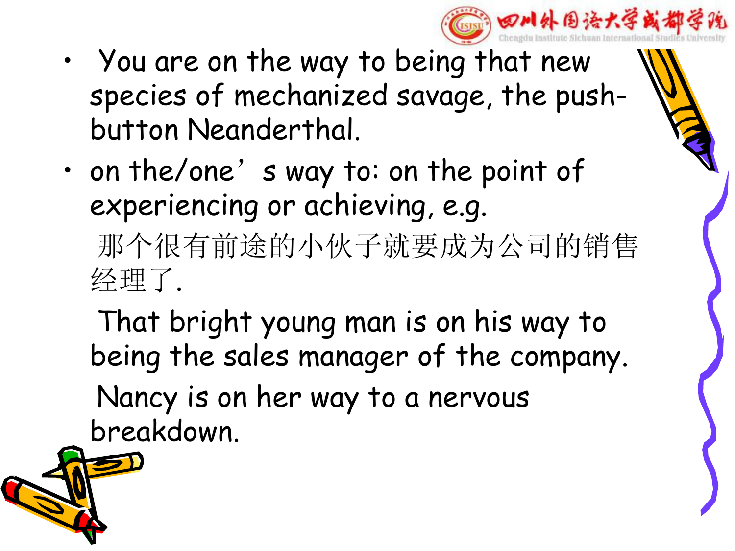- You are on the way to being that new species of mechanized savage, the push-button Neanderthal.
- on the/one’s way to: on the point of experiencing or achieving, e.g.

  那个很有前途的小伙子就要成为公司的销售经理了.

  That bright young man is on his way to being the sales manager of the company.

  Nancy is on her way to a nervous breakdown.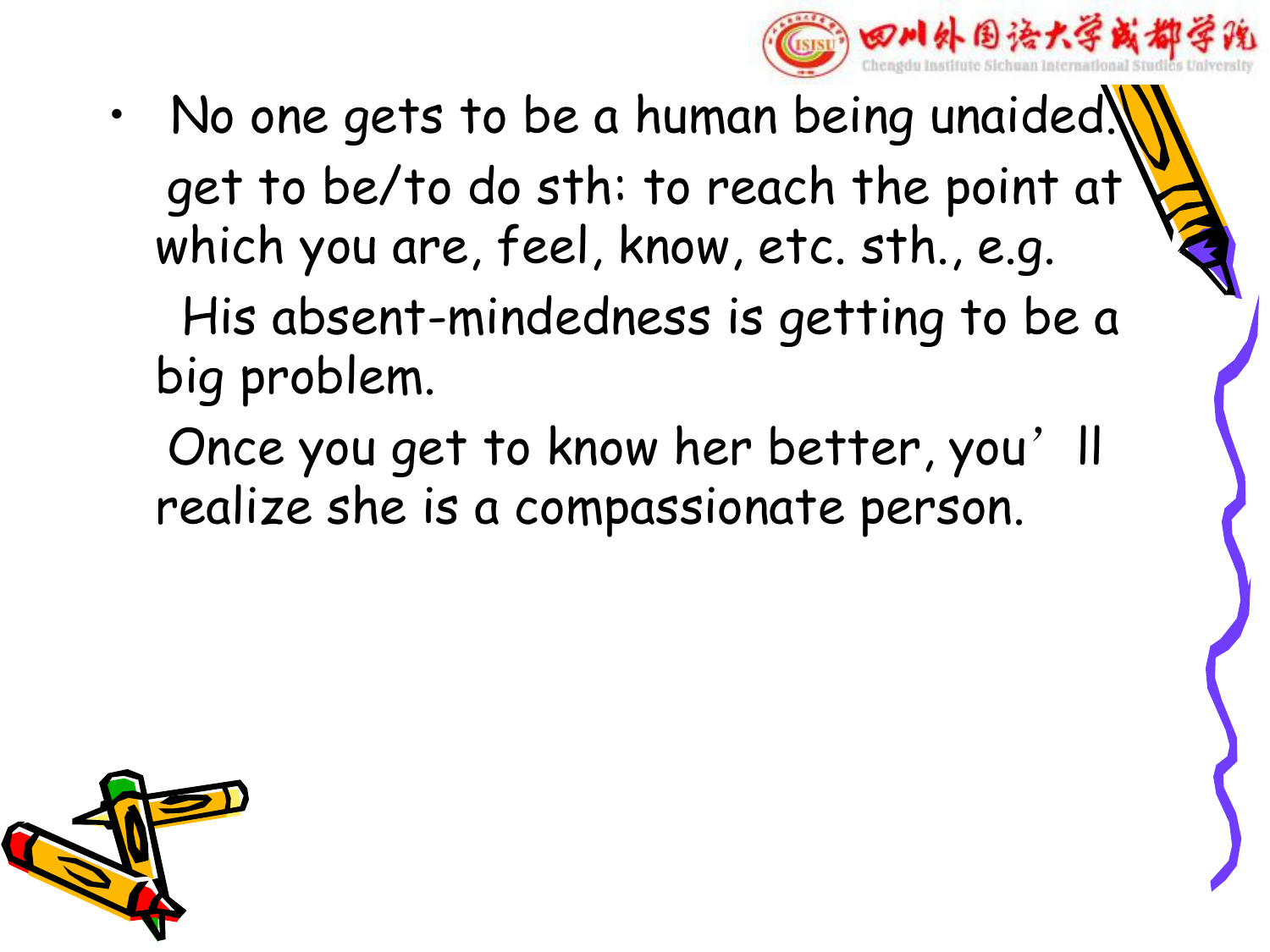- No one *gets to be* a human being unaided.

  get to be/to do sth: to reach the point at which you are, feel, know, etc. sth., e.g.

  His absent-mindedness is *getting to be* a big problem.

  Once you *get to know* her better, you'll realize she is a compassionate person.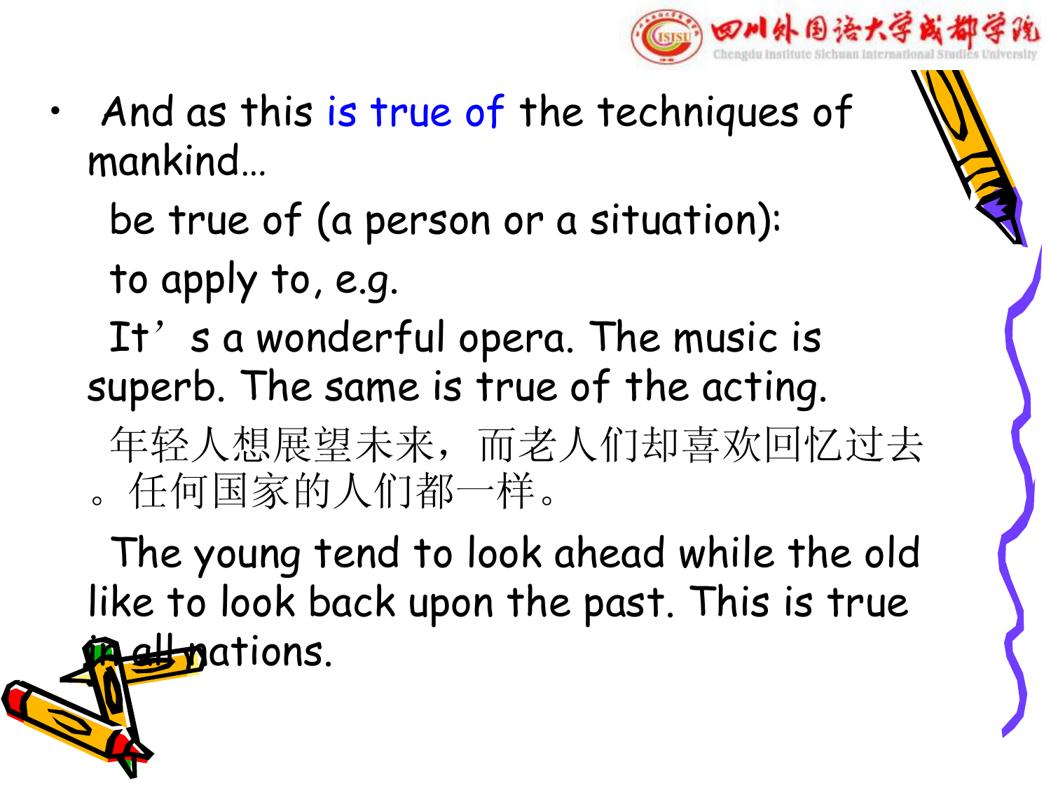- And as this is true of the techniques of mankind…

  be true of (a person or a situation):

  to apply to, e.g.

  It’s a wonderful opera. The music is superb. The same is true of the acting.

  年轻人想展望未来，而老人们却喜欢回忆过去。任何国家的人们都一样。

  The young tend to look ahead while the old like to look back upon the past. This is true in all nations.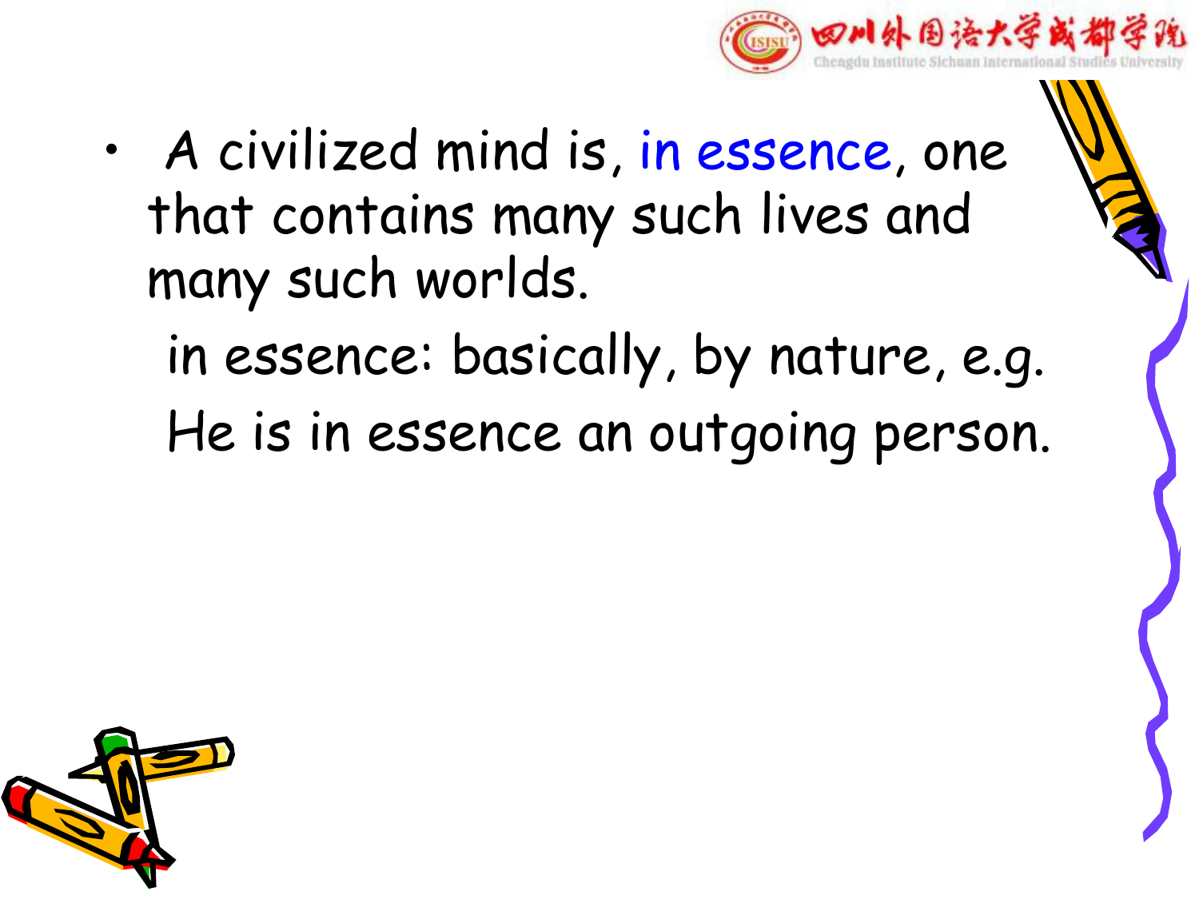- A civilized mind is, in essence, one that contains many such lives and many such worlds.

  in essence: basically, by nature, e.g.

  He is in essence an outgoing person.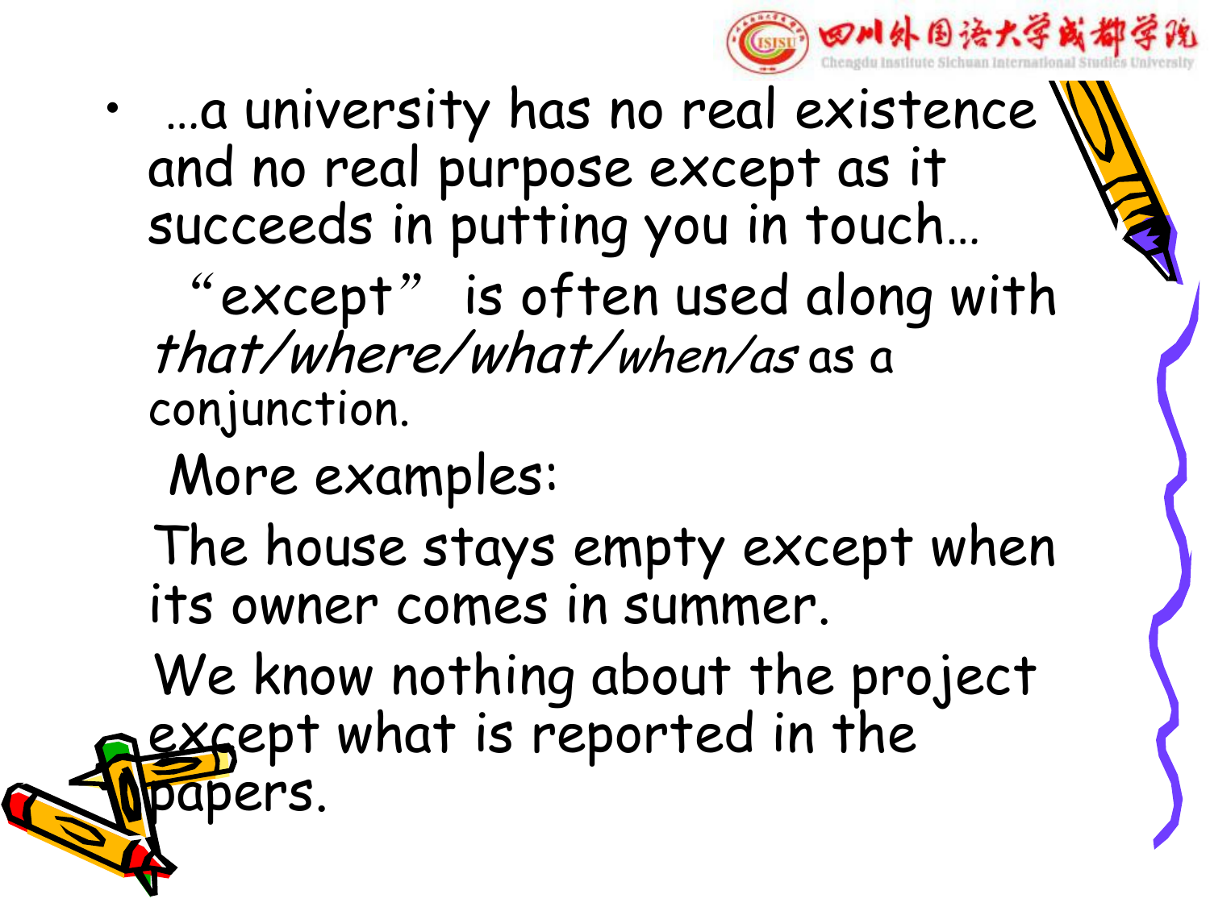- …a university has no real existence and no real purpose except as it succeeds in putting you in touch…

  “except” is often used along with *that/where/what/when/as* as a conjunction.

  More examples:

  The house stays empty except when its owner comes in summer.

  We know nothing about the project except what is reported in the papers.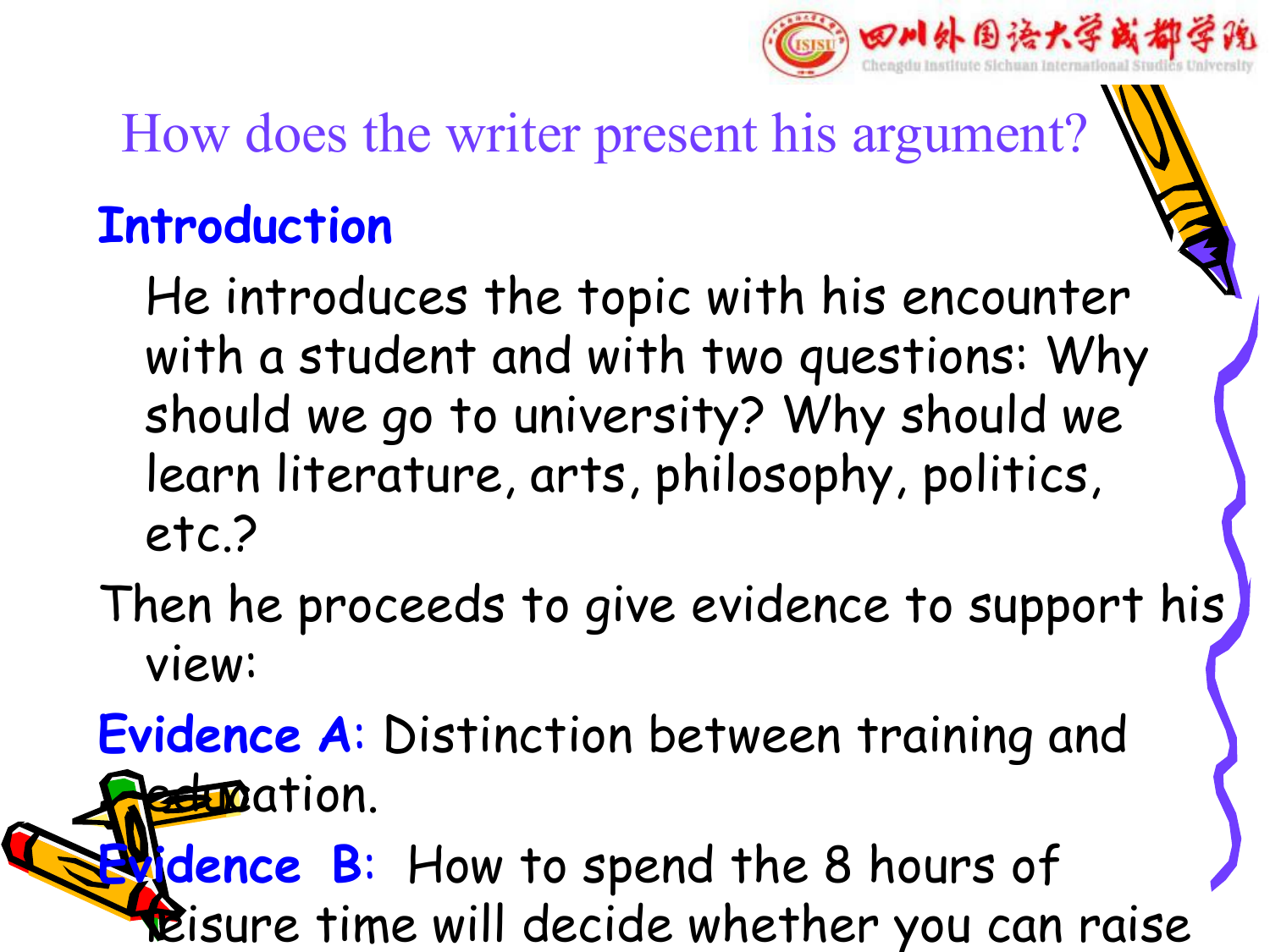# How does the writer present his argument?

**Introduction**

He introduces the topic with his encounter with a student and with two questions: Why should we go to university? Why should we learn literature, arts, philosophy, politics, etc.?

Then he proceeds to give evidence to support his view:

**Evidence A**: Distinction between training and education.

**Evidence B**: How to spend the 8 hours of leisure time will decide whether you can raise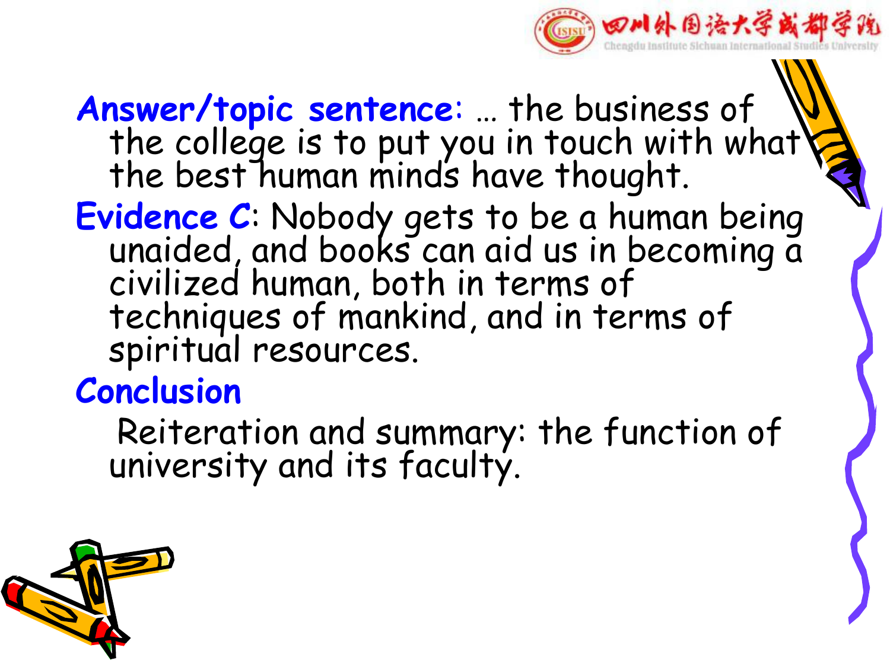**Answer/topic sentence**: … the business of the college is to put you in touch with what the best human minds have thought.

**Evidence C**: Nobody gets to be a human being unaided, and books can aid us in becoming a civilized human, both in terms of techniques of mankind, and in terms of spiritual resources.

**Conclusion**

Reiteration and summary: the function of university and its faculty.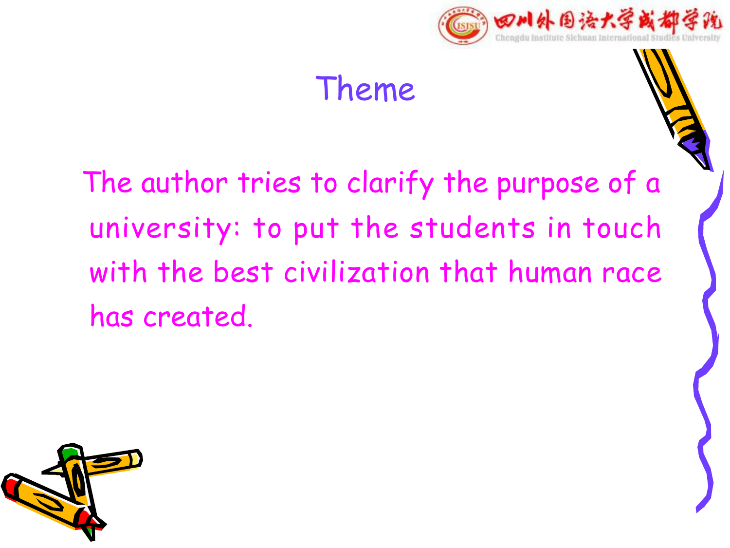# Theme

The author tries to clarify the purpose of a university: to put the students in touch with the best civilization that human race has created.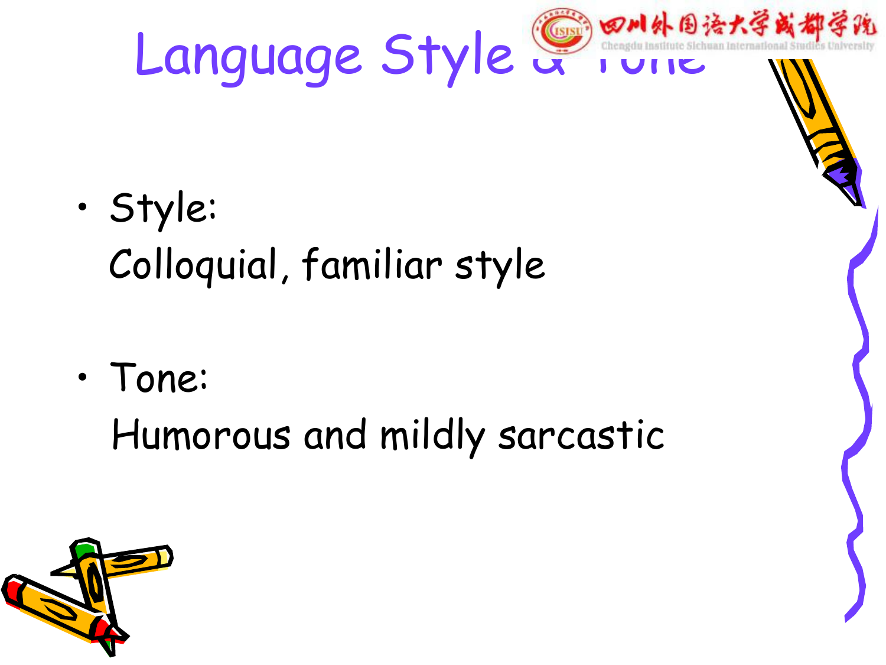# Language Style & Tone

- Style:
  Colloquial, familiar style

- Tone:
  Humorous and mildly sarcastic